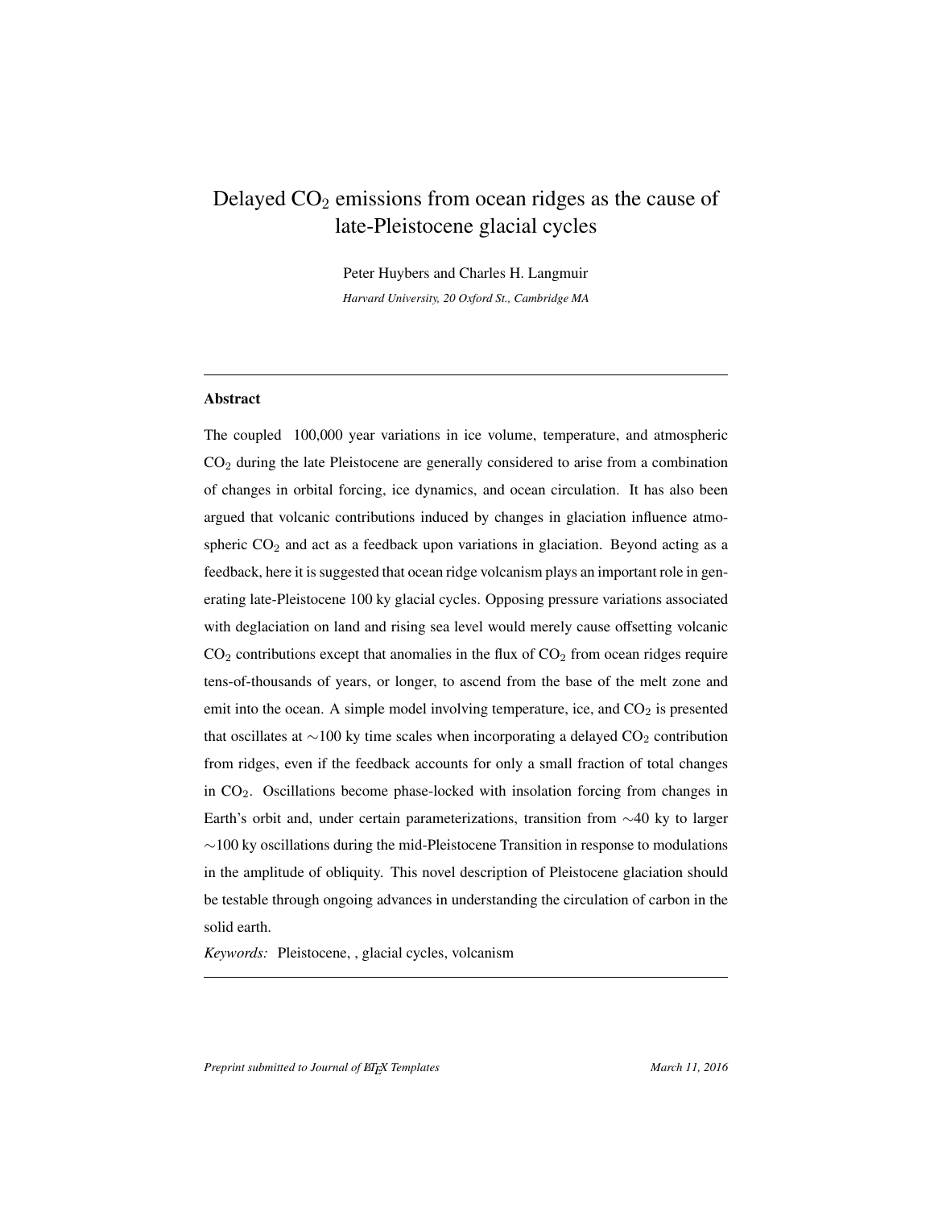# Delayed $CO_2$ emissions from ocean ridges as the cause of late-Pleistocene glacial cycles

Peter Huybers and Charles H. Langmuir

*Harvard University, 20 Oxford St., Cambridge MA*

---

## Abstract

The coupled 100,000 year variations in ice volume, temperature, and atmospheric $CO_2$ during the late Pleistocene are generally considered to arise from a combination of changes in orbital forcing, ice dynamics, and ocean circulation. It has also been argued that volcanic contributions induced by changes in glaciation influence atmospheric $CO_2$ and act as a feedback upon variations in glaciation. Beyond acting as a feedback, here it is suggested that ocean ridge volcanism plays an important role in generating late-Pleistocene 100 ky glacial cycles. Opposing pressure variations associated with deglaciation on land and rising sea level would merely cause offsetting volcanic $CO_2$ contributions except that anomalies in the flux of $CO_2$ from ocean ridges require tens-of-thousands of years, or longer, to ascend from the base of the melt zone and emit into the ocean. A simple model involving temperature, ice, and $CO_2$ is presented that oscillates at $\sim$100 ky time scales when incorporating a delayed $CO_2$ contribution from ridges, even if the feedback accounts for only a small fraction of total changes in $CO_2$. Oscillations become phase-locked with insolation forcing from changes in Earth's orbit and, under certain parameterizations, transition from $\sim$40 ky to larger $\sim$100 ky oscillations during the mid-Pleistocene Transition in response to modulations in the amplitude of obliquity. This novel description of Pleistocene glaciation should be testable through ongoing advances in understanding the circulation of carbon in the solid earth.

*Keywords:* Pleistocene, , glacial cycles, volcanism

---

*Preprint submitted to Journal of LaTeX Templates* March 11, 2016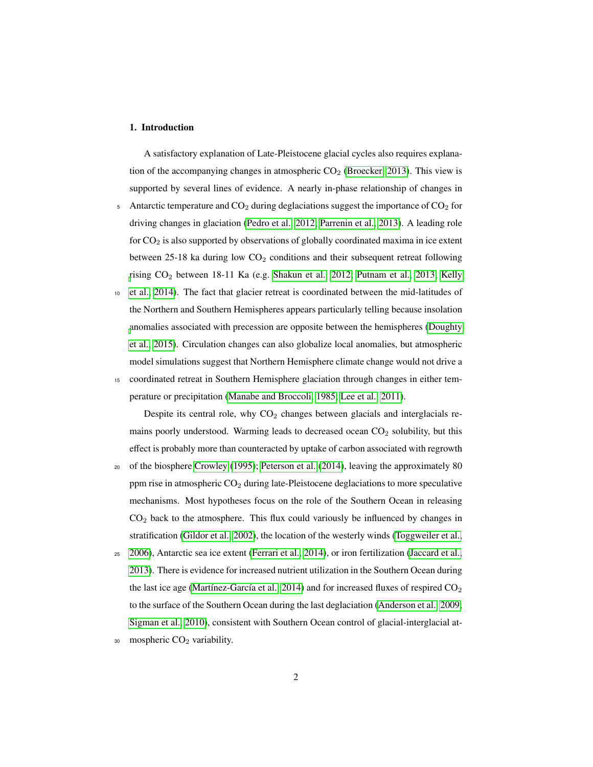## 1. Introduction

A satisfactory explanation of Late-Pleistocene glacial cycles also requires explanation of the accompanying changes in atmospheric $CO_2$ (Broecker, 2013). This view is supported by several lines of evidence. A nearly in-phase relationship of changes in Antarctic temperature and $CO_2$ during deglaciations suggest the importance of $CO_2$ for driving changes in glaciation (Pedro et al., 2012; Parrenin et al., 2013). A leading role for $CO_2$ is also supported by observations of globally coordinated maxima in ice extent between 25-18 ka during low $CO_2$ conditions and their subsequent retreat following rising $CO_2$ between 18-11 Ka (e.g. Shakun et al., 2012; Putnam et al., 2013; Kelly et al., 2014). The fact that glacier retreat is coordinated between the mid-latitudes of the Northern and Southern Hemispheres appears particularly telling because insolation anomalies associated with precession are opposite between the hemispheres (Doughty et al., 2015). Circulation changes can also globalize local anomalies, but atmospheric model simulations suggest that Northern Hemisphere climate change would not drive a coordinated retreat in Southern Hemisphere glaciation through changes in either temperature or precipitation (Manabe and Broccoli, 1985; Lee et al., 2011).

Despite its central role, why $CO_2$ changes between glacials and interglacials remains poorly understood. Warming leads to decreased ocean $CO_2$ solubility, but this effect is probably more than counteracted by uptake of carbon associated with regrowth of the biosphere Crowley (1995); Peterson et al. (2014), leaving the approximately 80 ppm rise in atmospheric $CO_2$ during late-Pleistocene deglaciations to more speculative mechanisms. Most hypotheses focus on the role of the Southern Ocean in releasing $CO_2$ back to the atmosphere. This flux could variously be influenced by changes in stratification (Gildor et al., 2002), the location of the westerly winds (Toggweiler et al., 2006), Antarctic sea ice extent (Ferrari et al., 2014), or iron fertilization (Jaccard et al., 2013). There is evidence for increased nutrient utilization in the Southern Ocean during the last ice age (Martínez-García et al., 2014) and for increased fluxes of respired $CO_2$ to the surface of the Southern Ocean during the last deglaciation (Anderson et al., 2009; Sigman et al., 2010), consistent with Southern Ocean control of glacial-interglacial atmospheric $CO_2$ variability.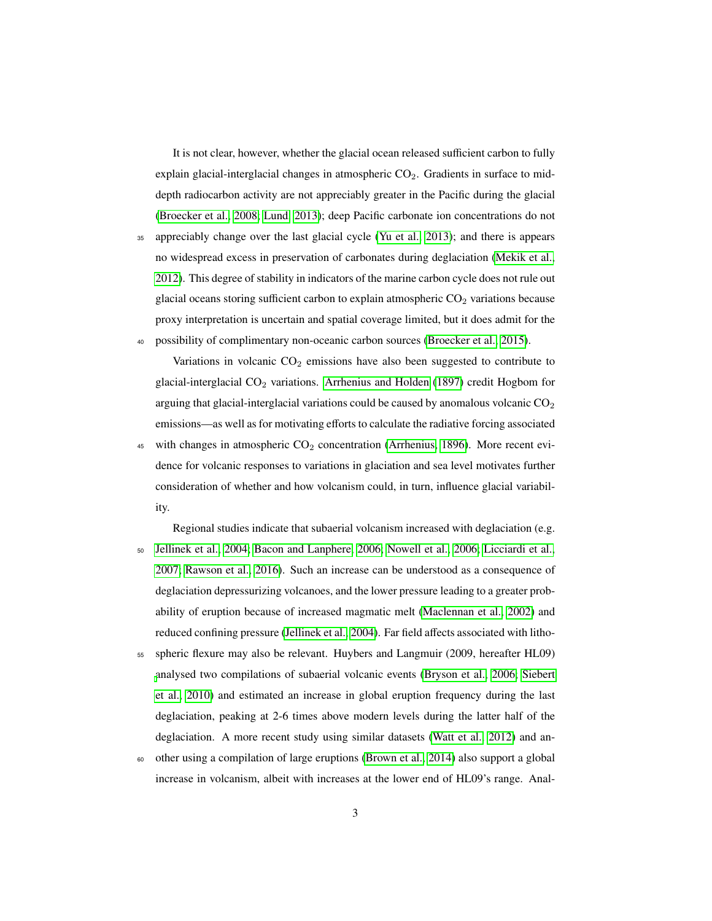It is not clear, however, whether the glacial ocean released sufficient carbon to fully explain glacial-interglacial changes in atmospheric $CO_2$. Gradients in surface to mid-depth radiocarbon activity are not appreciably greater in the Pacific during the glacial (Broecker et al., 2008; Lund, 2013); deep Pacific carbonate ion concentrations do not appreciably change over the last glacial cycle (Yu et al., 2013); and there is appears no widespread excess in preservation of carbonates during deglaciation (Mekik et al., 2012). This degree of stability in indicators of the marine carbon cycle does not rule out glacial oceans storing sufficient carbon to explain atmospheric $CO_2$ variations because proxy interpretation is uncertain and spatial coverage limited, but it does admit for the possibility of complimentary non-oceanic carbon sources (Broecker et al., 2015).

Variations in volcanic $CO_2$ emissions have also been suggested to contribute to glacial-interglacial $CO_2$ variations. Arrhenius and Holden (1897) credit Hogbom for arguing that glacial-interglacial variations could be caused by anomalous volcanic $CO_2$ emissions—as well as for motivating efforts to calculate the radiative forcing associated with changes in atmospheric $CO_2$ concentration (Arrhenius, 1896). More recent evidence for volcanic responses to variations in glaciation and sea level motivates further consideration of whether and how volcanism could, in turn, influence glacial variability.

Regional studies indicate that subaerial volcanism increased with deglaciation (e.g. Jellinek et al., 2004; Bacon and Lanphere, 2006; Nowell et al., 2006; Licciardi et al., 2007; Rawson et al., 2016). Such an increase can be understood as a consequence of deglaciation depressurizing volcanoes, and the lower pressure leading to a greater probability of eruption because of increased magmatic melt (Maclennan et al., 2002) and reduced confining pressure (Jellinek et al., 2004). Far field affects associated with lithospheric flexure may also be relevant. Huybers and Langmuir (2009, hereafter HL09) analysed two compilations of subaerial volcanic events (Bryson et al., 2006; Siebert et al., 2010) and estimated an increase in global eruption frequency during the last deglaciation, peaking at 2-6 times above modern levels during the latter half of the deglaciation. A more recent study using similar datasets (Watt et al., 2012) and another using a compilation of large eruptions (Brown et al., 2014) also support a global increase in volcanism, albeit with increases at the lower end of HL09's range. Anal-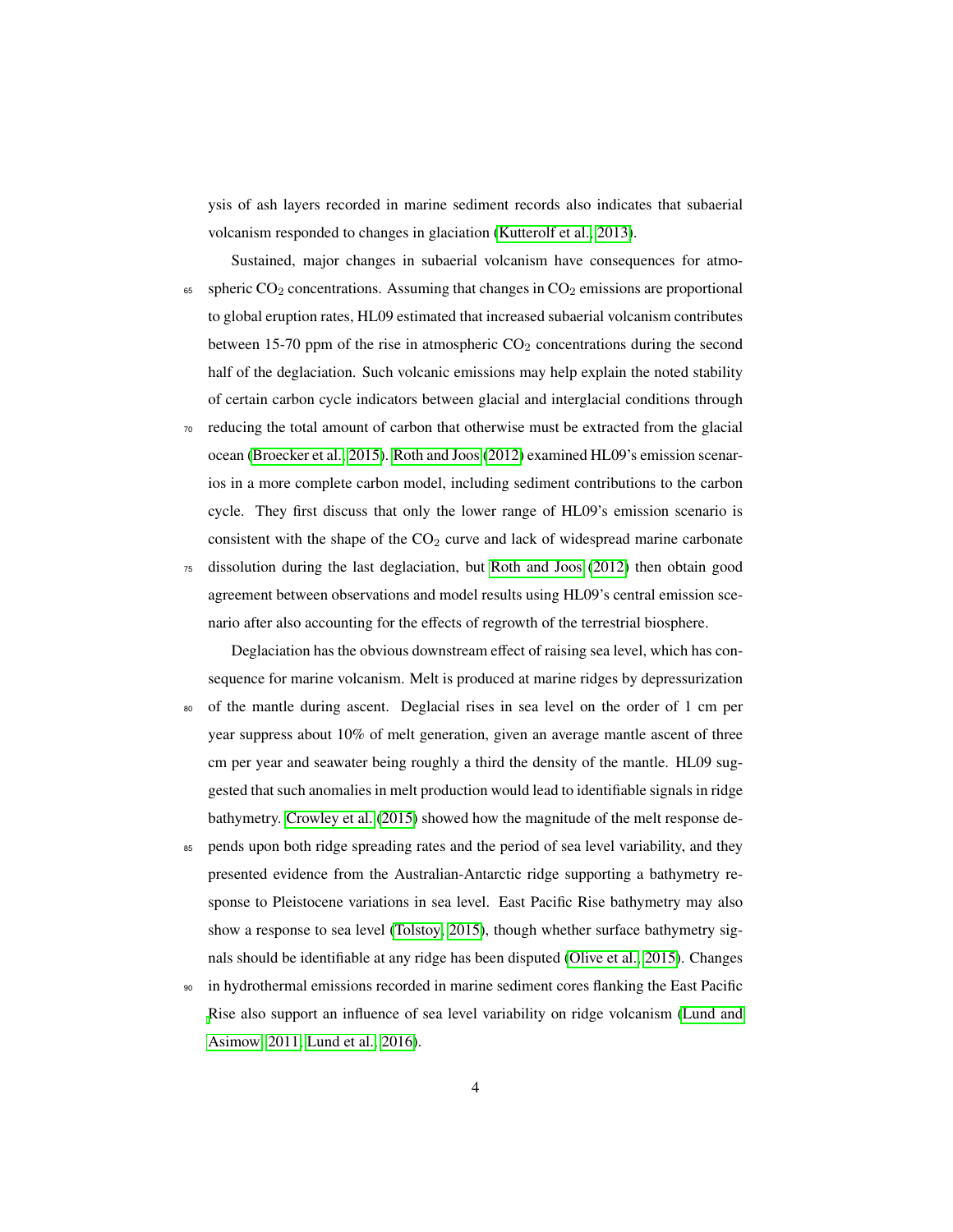ysis of ash layers recorded in marine sediment records also indicates that subaerial volcanism responded to changes in glaciation (Kutterolf et al., 2013).

Sustained, major changes in subaerial volcanism have consequences for atmospheric $CO_2$ concentrations. Assuming that changes in $CO_2$ emissions are proportional to global eruption rates, HL09 estimated that increased subaerial volcanism contributes between 15-70 ppm of the rise in atmospheric $CO_2$ concentrations during the second half of the deglaciation. Such volcanic emissions may help explain the noted stability of certain carbon cycle indicators between glacial and interglacial conditions through reducing the total amount of carbon that otherwise must be extracted from the glacial ocean (Broecker et al., 2015). Roth and Joos (2012) examined HL09's emission scenarios in a more complete carbon model, including sediment contributions to the carbon cycle. They first discuss that only the lower range of HL09's emission scenario is consistent with the shape of the $CO_2$ curve and lack of widespread marine carbonate dissolution during the last deglaciation, but Roth and Joos (2012) then obtain good agreement between observations and model results using HL09's central emission scenario after also accounting for the effects of regrowth of the terrestrial biosphere.

Deglaciation has the obvious downstream effect of raising sea level, which has consequence for marine volcanism. Melt is produced at marine ridges by depressurization of the mantle during ascent. Deglacial rises in sea level on the order of 1 cm per year suppress about 10% of melt generation, given an average mantle ascent of three cm per year and seawater being roughly a third the density of the mantle. HL09 suggested that such anomalies in melt production would lead to identifiable signals in ridge bathymetry. Crowley et al. (2015) showed how the magnitude of the melt response depends upon both ridge spreading rates and the period of sea level variability, and they presented evidence from the Australian-Antarctic ridge supporting a bathymetry response to Pleistocene variations in sea level. East Pacific Rise bathymetry may also show a response to sea level (Tolstoy, 2015), though whether surface bathymetry signals should be identifiable at any ridge has been disputed (Olive et al., 2015). Changes in hydrothermal emissions recorded in marine sediment cores flanking the East Pacific Rise also support an influence of sea level variability on ridge volcanism (Lund and Asimow, 2011; Lund et al., 2016).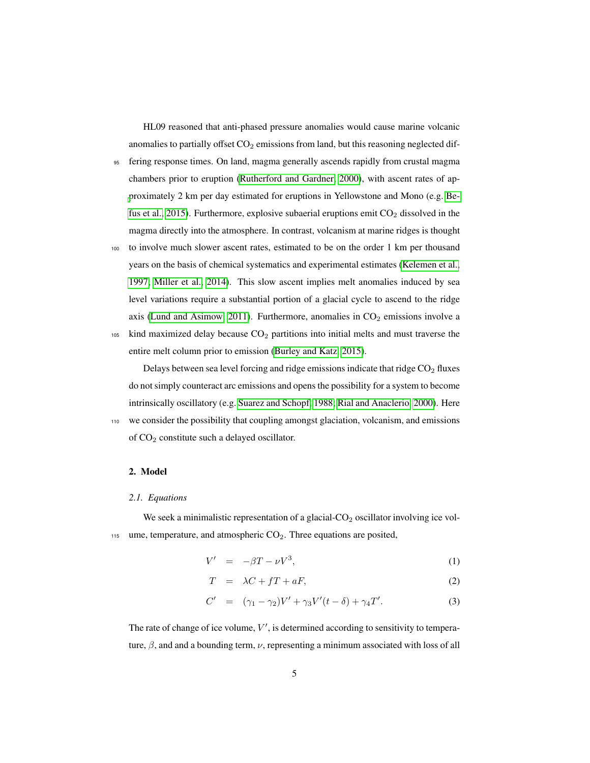HL09 reasoned that anti-phased pressure anomalies would cause marine volcanic anomalies to partially offset $CO_2$ emissions from land, but this reasoning neglected differing response times. On land, magma generally ascends rapidly from crustal magma chambers prior to eruption (Rutherford and Gardner, 2000), with ascent rates of approximately 2 km per day estimated for eruptions in Yellowstone and Mono (e.g. Befus et al., 2015). Furthermore, explosive subaerial eruptions emit $CO_2$ dissolved in the magma directly into the atmosphere. In contrast, volcanism at marine ridges is thought to involve much slower ascent rates, estimated to be on the order 1 km per thousand years on the basis of chemical systematics and experimental estimates (Kelemen et al., 1997; Miller et al., 2014). This slow ascent implies melt anomalies induced by sea level variations require a substantial portion of a glacial cycle to ascend to the ridge axis (Lund and Asimow, 2011). Furthermore, anomalies in $CO_2$ emissions involve a kind maximized delay because $CO_2$ partitions into initial melts and must traverse the entire melt column prior to emission (Burley and Katz, 2015).

Delays between sea level forcing and ridge emissions indicate that ridge $CO_2$ fluxes do not simply counteract arc emissions and opens the possibility for a system to become intrinsically oscillatory (e.g. Suarez and Schopf, 1988; Rial and Anaclerio, 2000). Here we consider the possibility that coupling amongst glaciation, volcanism, and emissions of $CO_2$ constitute such a delayed oscillator.

## 2. Model

### *2.1. Equations*

We seek a minimalistic representation of a glacial-$CO_2$ oscillator involving ice volume, temperature, and atmospheric $CO_2$. Three equations are posited,

$$V' = -\beta T - \nu V^3, \tag{1}$$

$$T = \lambda C + fT + aF, \tag{2}$$

$$C' = (\gamma_1 - \gamma_2)V' + \gamma_3 V'(t-\delta) + \gamma_4 T'. \tag{3}$$

The rate of change of ice volume, $V'$, is determined according to sensitivity to temperature, $\beta$, and and a bounding term, $\nu$, representing a minimum associated with loss of all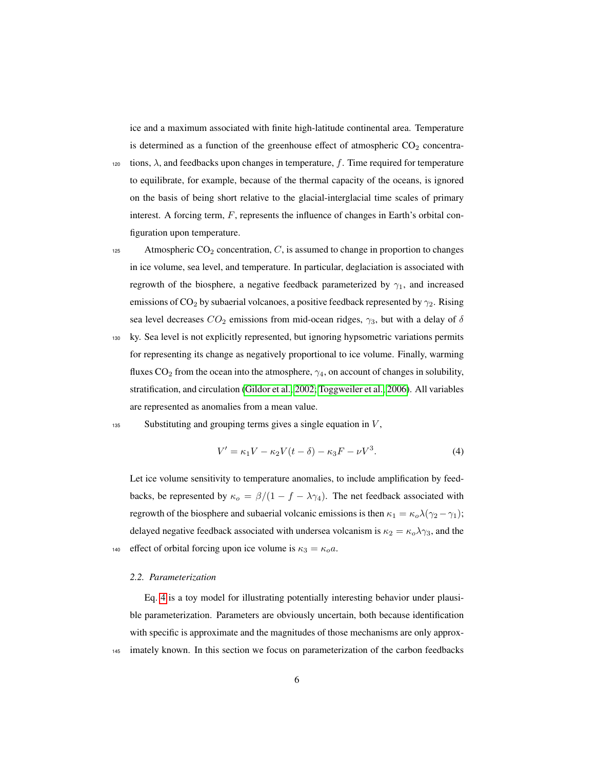ice and a maximum associated with finite high-latitude continental area. Temperature is determined as a function of the greenhouse effect of atmospheric $CO_2$ concentrations, $\lambda$, and feedbacks upon changes in temperature, $f$. Time required for temperature to equilibrate, for example, because of the thermal capacity of the oceans, is ignored on the basis of being short relative to the glacial-interglacial time scales of primary interest. A forcing term, $F$, represents the influence of changes in Earth's orbital configuration upon temperature.

Atmospheric $CO_2$ concentration, $C$, is assumed to change in proportion to changes in ice volume, sea level, and temperature. In particular, deglaciation is associated with regrowth of the biosphere, a negative feedback parameterized by $\gamma_1$, and increased emissions of $CO_2$ by subaerial volcanoes, a positive feedback represented by $\gamma_2$. Rising sea level decreases $CO_2$ emissions from mid-ocean ridges, $\gamma_3$, but with a delay of $\delta$ ky. Sea level is not explicitly represented, but ignoring hypsometric variations permits for representing its change as negatively proportional to ice volume. Finally, warming fluxes $CO_2$ from the ocean into the atmosphere, $\gamma_4$, on account of changes in solubility, stratification, and circulation (Gildor et al., 2002; Toggweiler et al., 2006). All variables are represented as anomalies from a mean value.

Substituting and grouping terms gives a single equation in $V$,

$$V' = \kappa_1 V - \kappa_2 V(t-\delta) - \kappa_3 F - \nu V^3. \quad (4)$$

Let ice volume sensitivity to temperature anomalies, to include amplification by feedbacks, be represented by $\kappa_o = \beta/(1 - f - \lambda\gamma_4)$. The net feedback associated with regrowth of the biosphere and subaerial volcanic emissions is then $\kappa_1 = \kappa_o\lambda(\gamma_2 - \gamma_1)$; delayed negative feedback associated with undersea volcanism is $\kappa_2 = \kappa_o\lambda\gamma_3$, and the effect of orbital forcing upon ice volume is $\kappa_3 = \kappa_o a$.

### *2.2. Parameterization*

Eq. 4 is a toy model for illustrating potentially interesting behavior under plausible parameterization. Parameters are obviously uncertain, both because identification with specific is approximate and the magnitudes of those mechanisms are only approximately known. In this section we focus on parameterization of the carbon feedbacks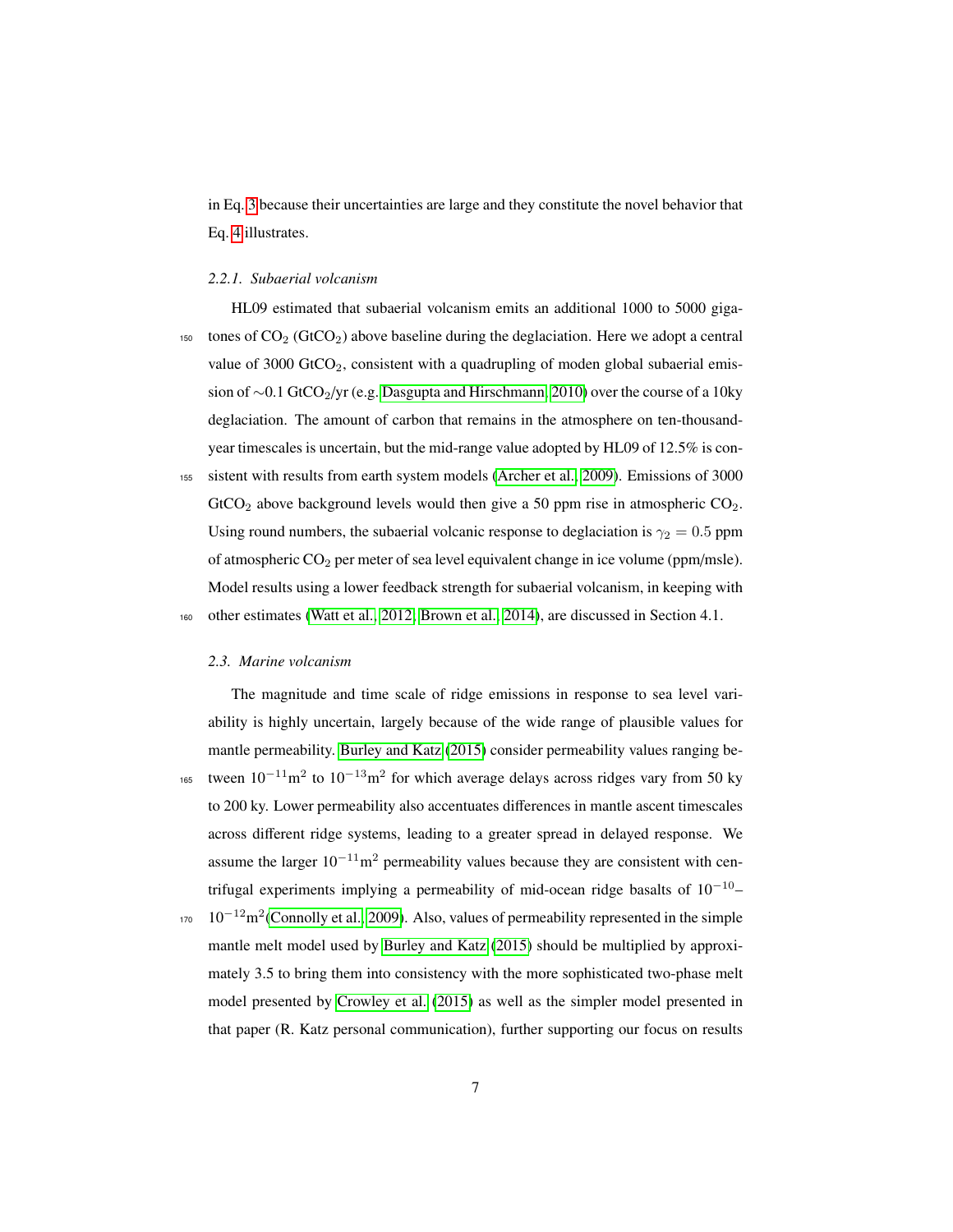in Eq. 3 because their uncertainties are large and they constitute the novel behavior that Eq. 4 illustrates.

#### *2.2.1. Subaerial volcanism*

HL09 estimated that subaerial volcanism emits an additional 1000 to 5000 gigatones of $CO_2$ ($GtCO_2$) above baseline during the deglaciation. Here we adopt a central value of 3000 $GtCO_2$, consistent with a quadrupling of moden global subaerial emission of ∼0.1 $GtCO_2$/yr (e.g. Dasgupta and Hirschmann, 2010) over the course of a 10ky deglaciation. The amount of carbon that remains in the atmosphere on ten-thousand-year timescales is uncertain, but the mid-range value adopted by HL09 of 12.5% is consistent with results from earth system models (Archer et al., 2009). Emissions of 3000 $GtCO_2$ above background levels would then give a 50 ppm rise in atmospheric $CO_2$. Using round numbers, the subaerial volcanic response to deglaciation is $\gamma_2 = 0.5$ ppm of atmospheric $CO_2$ per meter of sea level equivalent change in ice volume (ppm/msle). Model results using a lower feedback strength for subaerial volcanism, in keeping with other estimates (Watt et al., 2012; Brown et al., 2014), are discussed in Section 4.1.

### *2.3. Marine volcanism*

The magnitude and time scale of ridge emissions in response to sea level variability is highly uncertain, largely because of the wide range of plausible values for mantle permeability. Burley and Katz (2015) consider permeability values ranging between $10^{-11}\text{m}^2$ to $10^{-13}\text{m}^2$ for which average delays across ridges vary from 50 ky to 200 ky. Lower permeability also accentuates differences in mantle ascent timescales across different ridge systems, leading to a greater spread in delayed response. We assume the larger $10^{-11}\text{m}^2$ permeability values because they are consistent with centrifugal experiments implying a permeability of mid-ocean ridge basalts of $10^{-10}$–$10^{-12}\text{m}^2$(Connolly et al., 2009). Also, values of permeability represented in the simple mantle melt model used by Burley and Katz (2015) should be multiplied by approximately 3.5 to bring them into consistency with the more sophisticated two-phase melt model presented by Crowley et al. (2015) as well as the simpler model presented in that paper (R. Katz personal communication), further supporting our focus on results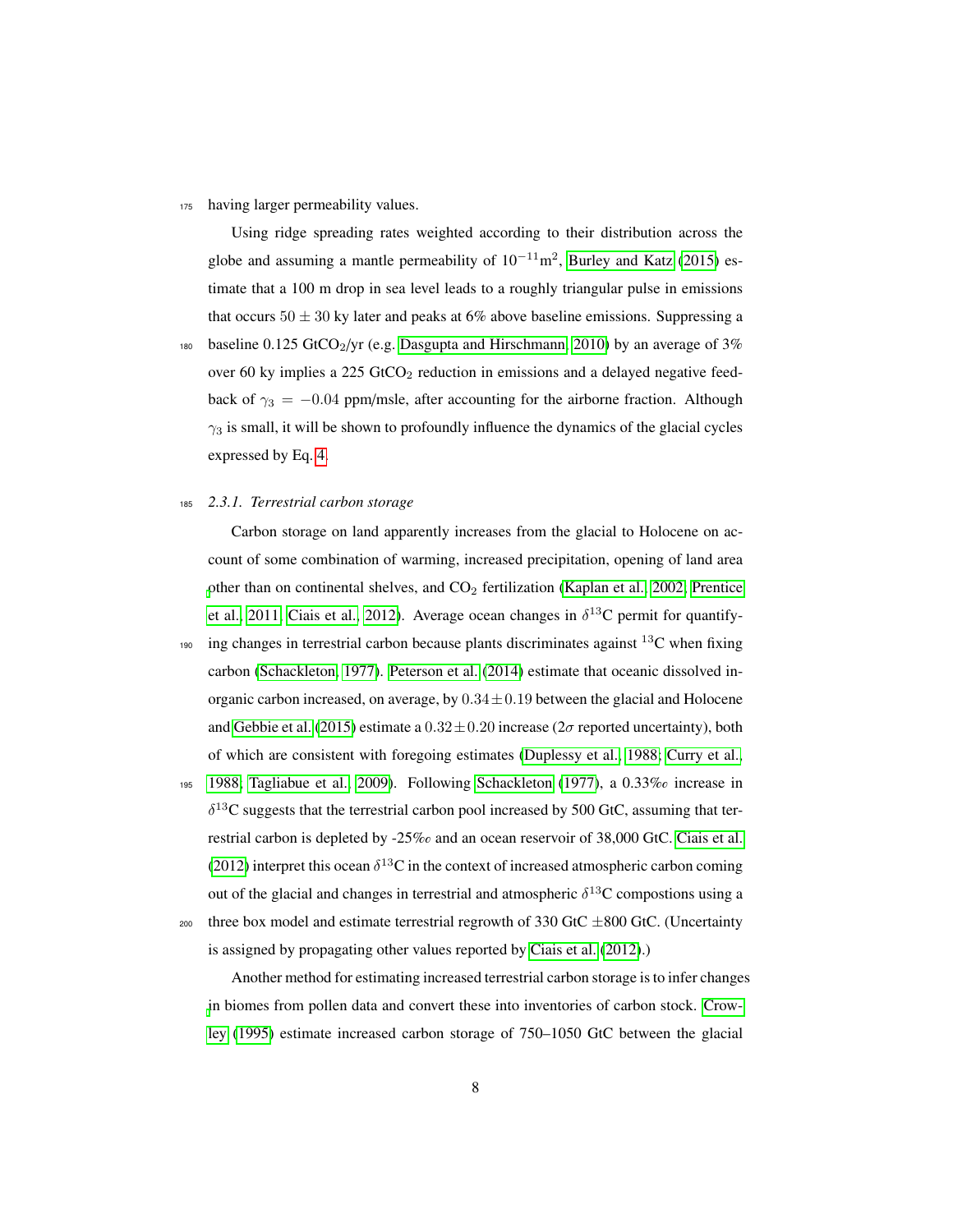having larger permeability values.

Using ridge spreading rates weighted according to their distribution across the globe and assuming a mantle permeability of $10^{-11}\text{m}^2$, Burley and Katz (2015) estimate that a 100 m drop in sea level leads to a roughly triangular pulse in emissions that occurs $50 \pm 30$ ky later and peaks at 6% above baseline emissions. Suppressing a baseline 0.125 $GtCO_2$/yr (e.g. Dasgupta and Hirschmann, 2010) by an average of 3% over 60 ky implies a 225 $GtCO_2$ reduction in emissions and a delayed negative feedback of $\gamma_3 = -0.04$ ppm/msle, after accounting for the airborne fraction. Although $\gamma_3$ is small, it will be shown to profoundly influence the dynamics of the glacial cycles expressed by Eq. 4.

### 2.3.1. Terrestrial carbon storage

Carbon storage on land apparently increases from the glacial to Holocene on account of some combination of warming, increased precipitation, opening of land area other than on continental shelves, and $CO_2$ fertilization (Kaplan et al., 2002; Prentice et al., 2011; Ciais et al., 2012). Average ocean changes in $\delta^{13}$C permit for quantifying changes in terrestrial carbon because plants discriminates against $^{13}$C when fixing carbon (Schackleton, 1977). Peterson et al. (2014) estimate that oceanic dissolved inorganic carbon increased, on average, by $0.34 \pm 0.19$ between the glacial and Holocene and Gebbie et al. (2015) estimate a $0.32 \pm 0.20$ increase ($2\sigma$ reported uncertainty), both of which are consistent with foregoing estimates (Duplessy et al., 1988; Curry et al., 1988; Tagliabue et al., 2009). Following Schackleton (1977), a 0.33‰ increase in $\delta^{13}$C suggests that the terrestrial carbon pool increased by 500 GtC, assuming that terrestrial carbon is depleted by -25‰ and an ocean reservoir of 38,000 GtC. Ciais et al. (2012) interpret this ocean $\delta^{13}$C in the context of increased atmospheric carbon coming out of the glacial and changes in terrestrial and atmospheric $\delta^{13}$C compostions using a three box model and estimate terrestrial regrowth of 330 GtC $\pm$800 GtC. (Uncertainty is assigned by propagating other values reported by Ciais et al. (2012).)

Another method for estimating increased terrestrial carbon storage is to infer changes in biomes from pollen data and convert these into inventories of carbon stock. Crowley (1995) estimate increased carbon storage of 750–1050 GtC between the glacial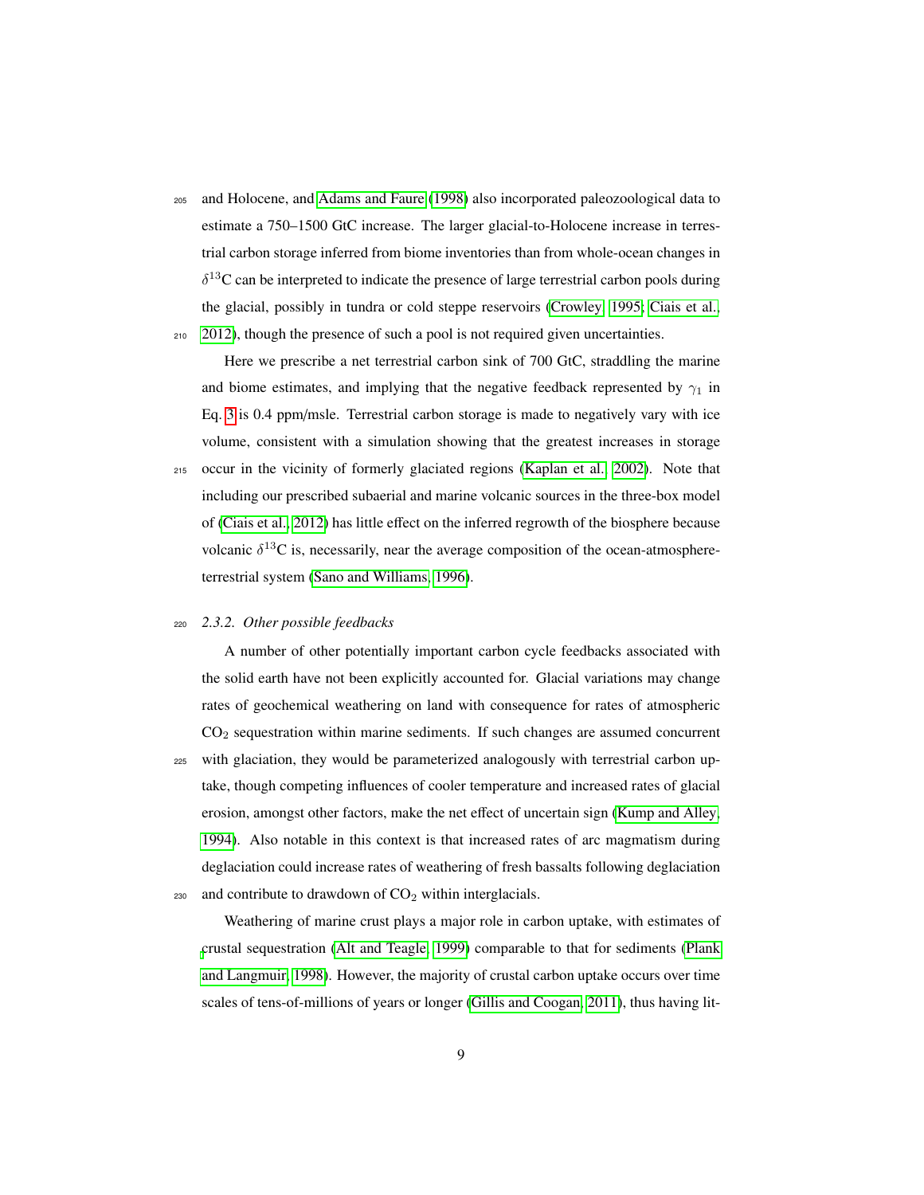and Holocene, and Adams and Faure (1998) also incorporated paleozoological data to estimate a 750–1500 GtC increase. The larger glacial-to-Holocene increase in terrestrial carbon storage inferred from biome inventories than from whole-ocean changes in $\delta^{13}$C can be interpreted to indicate the presence of large terrestrial carbon pools during the glacial, possibly in tundra or cold steppe reservoirs (Crowley, 1995; Ciais et al., 2012), though the presence of such a pool is not required given uncertainties.

Here we prescribe a net terrestrial carbon sink of 700 GtC, straddling the marine and biome estimates, and implying that the negative feedback represented by $\gamma_1$ in Eq. 3 is 0.4 ppm/msle. Terrestrial carbon storage is made to negatively vary with ice volume, consistent with a simulation showing that the greatest increases in storage occur in the vicinity of formerly glaciated regions (Kaplan et al., 2002). Note that including our prescribed subaerial and marine volcanic sources in the three-box model of (Ciais et al., 2012) has little effect on the inferred regrowth of the biosphere because volcanic $\delta^{13}$C is, necessarily, near the average composition of the ocean-atmosphere-terrestrial system (Sano and Williams, 1996).

### 2.3.2. *Other possible feedbacks*

A number of other potentially important carbon cycle feedbacks associated with the solid earth have not been explicitly accounted for. Glacial variations may change rates of geochemical weathering on land with consequence for rates of atmospheric $CO_2$ sequestration within marine sediments. If such changes are assumed concurrent with glaciation, they would be parameterized analogously with terrestrial carbon uptake, though competing influences of cooler temperature and increased rates of glacial erosion, amongst other factors, make the net effect of uncertain sign (Kump and Alley, 1994). Also notable in this context is that increased rates of arc magmatism during deglaciation could increase rates of weathering of fresh bassalts following deglaciation and contribute to drawdown of $CO_2$ within interglacials.

Weathering of marine crust plays a major role in carbon uptake, with estimates of crustal sequestration (Alt and Teagle, 1999) comparable to that for sediments (Plank and Langmuir, 1998). However, the majority of crustal carbon uptake occurs over time scales of tens-of-millions of years or longer (Gillis and Coogan, 2011), thus having lit-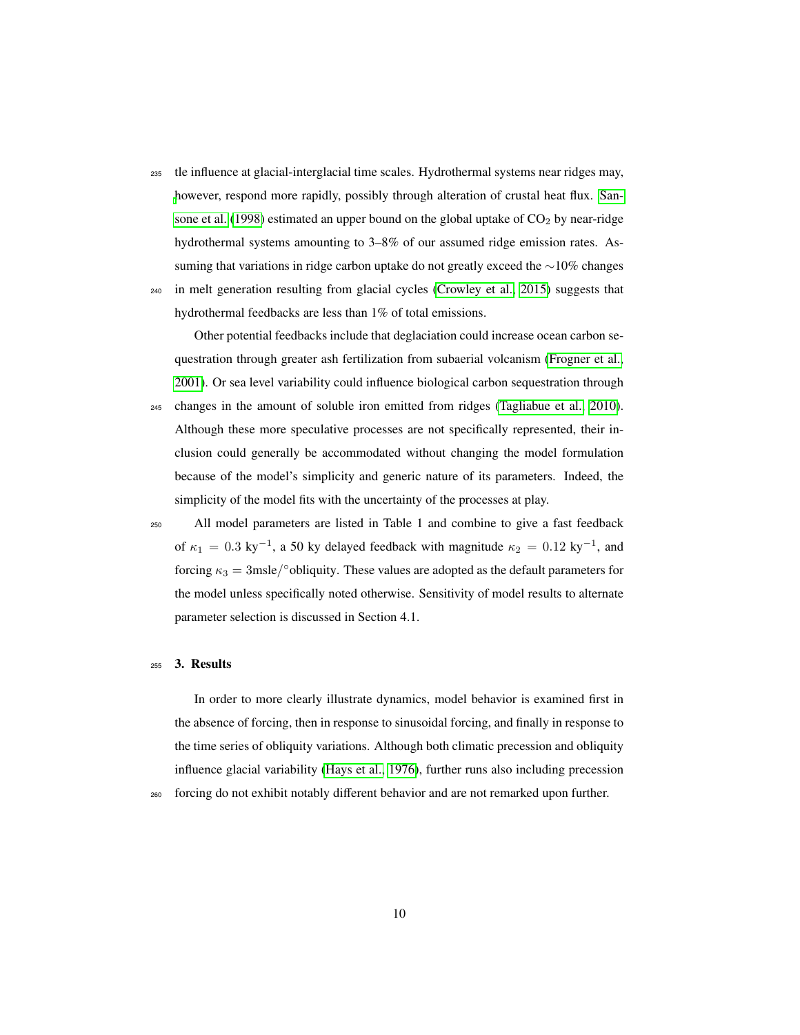tle influence at glacial-interglacial time scales. Hydrothermal systems near ridges may, however, respond more rapidly, possibly through alteration of crustal heat flux. Sansone et al. (1998) estimated an upper bound on the global uptake of $CO_2$ by near-ridge hydrothermal systems amounting to 3–8% of our assumed ridge emission rates. Assuming that variations in ridge carbon uptake do not greatly exceed the $\sim$10% changes in melt generation resulting from glacial cycles (Crowley et al., 2015) suggests that hydrothermal feedbacks are less than 1% of total emissions.

Other potential feedbacks include that deglaciation could increase ocean carbon sequestration through greater ash fertilization from subaerial volcanism (Frogner et al., 2001). Or sea level variability could influence biological carbon sequestration through changes in the amount of soluble iron emitted from ridges (Tagliabue et al., 2010). Although these more speculative processes are not specifically represented, their inclusion could generally be accommodated without changing the model formulation because of the model's simplicity and generic nature of its parameters. Indeed, the simplicity of the model fits with the uncertainty of the processes at play.

All model parameters are listed in Table 1 and combine to give a fast feedback of $\kappa_1 = 0.3$ ky$^{-1}$, a 50 ky delayed feedback with magnitude $\kappa_2 = 0.12$ ky$^{-1}$, and forcing $\kappa_3 = 3$msle/$^\circ$obliquity. These values are adopted as the default parameters for the model unless specifically noted otherwise. Sensitivity of model results to alternate parameter selection is discussed in Section 4.1.

## 3. Results

In order to more clearly illustrate dynamics, model behavior is examined first in the absence of forcing, then in response to sinusoidal forcing, and finally in response to the time series of obliquity variations. Although both climatic precession and obliquity influence glacial variability (Hays et al., 1976), further runs also including precession forcing do not exhibit notably different behavior and are not remarked upon further.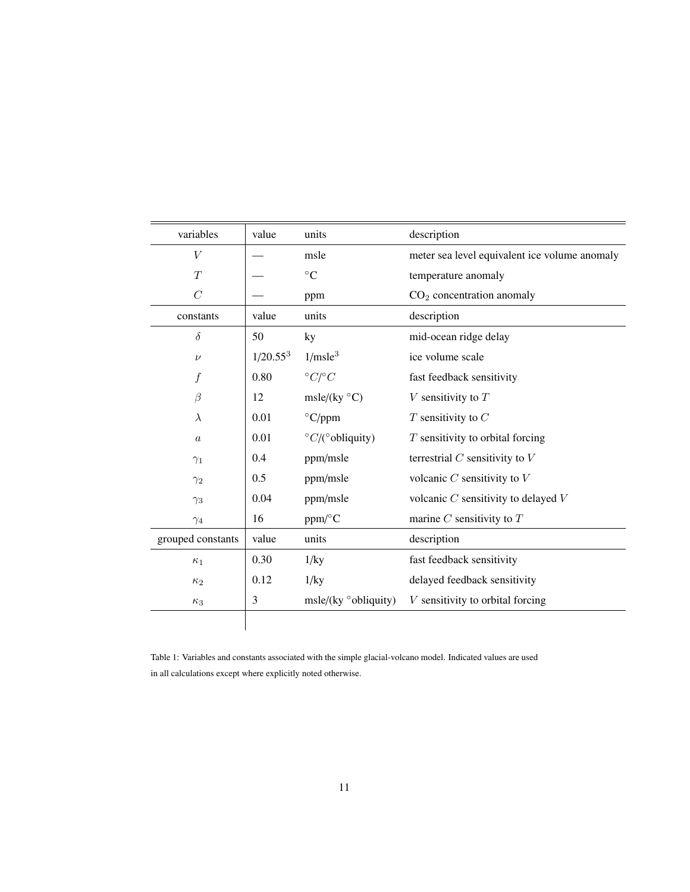| variables | value | units | description |
|---|---|---|---|
| $V$ | — | msle | meter sea level equivalent ice volume anomaly |
| $T$ | — | $^\circ$C | temperature anomaly |
| $C$ | — | ppm | $CO_2$ concentration anomaly |
| **constants** | **value** | **units** | **description** |
| $\delta$ | 50 | ky | mid-ocean ridge delay |
| $\nu$ | $1/20.55^3$ | $1/\text{msle}^3$ | ice volume scale |
| $f$ | 0.80 | $^\circ C/^\circ C$ | fast feedback sensitivity |
| $\beta$ | 12 | msle/(ky $^\circ$C) | $V$ sensitivity to $T$ |
| $\lambda$ | 0.01 | $^\circ$C/ppm | $T$ sensitivity to $C$ |
| $a$ | 0.01 | $^\circ C$/($^\circ$obliquity) | $T$ sensitivity to orbital forcing |
| $\gamma_1$ | 0.4 | ppm/msle | terrestrial $C$ sensitivity to $V$ |
| $\gamma_2$ | 0.5 | ppm/msle | volcanic $C$ sensitivity to $V$ |
| $\gamma_3$ | 0.04 | ppm/msle | volcanic $C$ sensitivity to delayed $V$ |
| $\gamma_4$ | 16 | ppm/$^\circ$C | marine $C$ sensitivity to $T$ |
| **grouped constants** | **value** | **units** | **description** |
| $\kappa_1$ | 0.30 | 1/ky | fast feedback sensitivity |
| $\kappa_2$ | 0.12 | 1/ky | delayed feedback sensitivity |
| $\kappa_3$ | 3 | msle/(ky $^\circ$obliquity) | $V$ sensitivity to orbital forcing |

Table 1: Variables and constants associated with the simple glacial-volcano model. Indicated values are used in all calculations except where explicitly noted otherwise.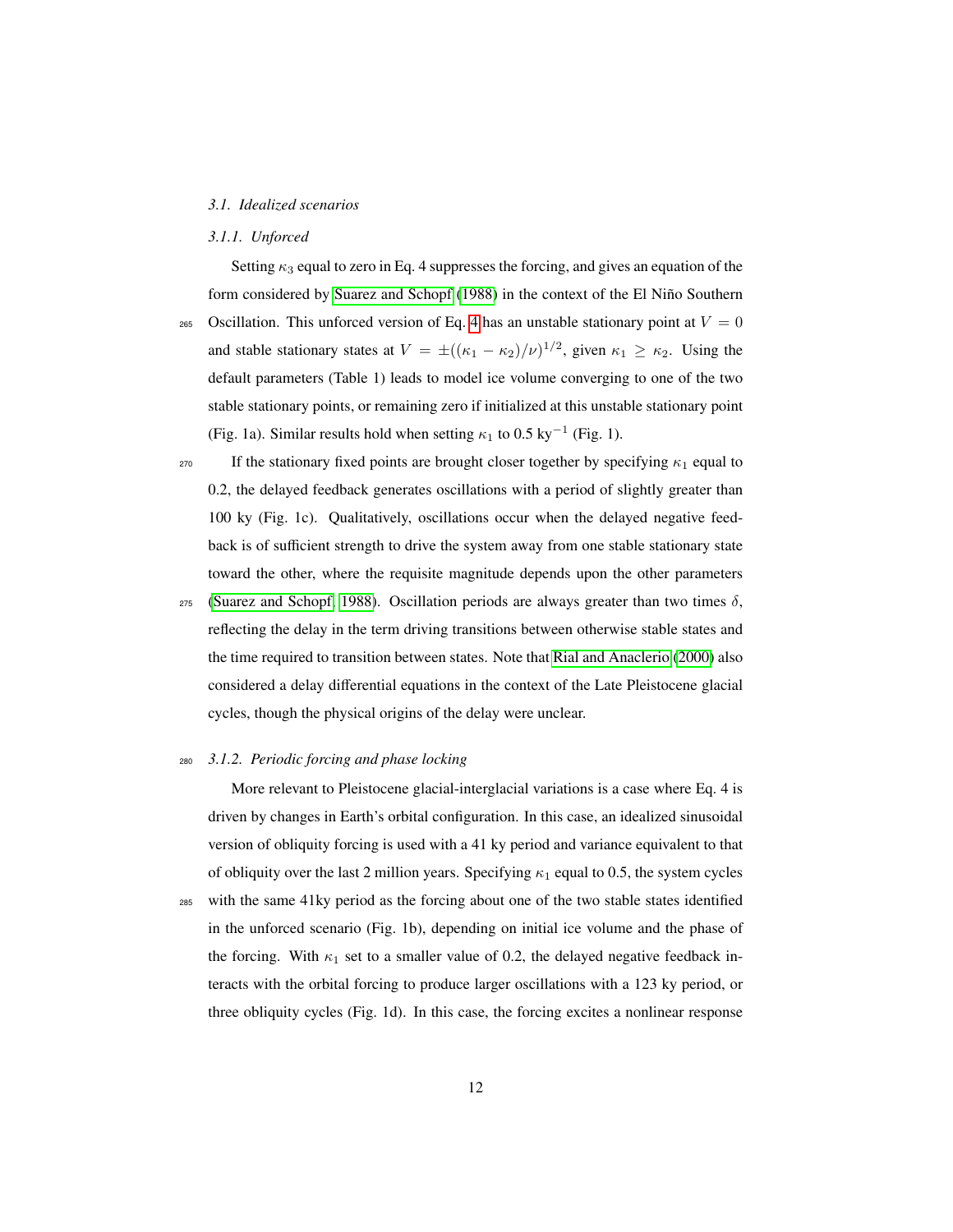### 3.1. Idealized scenarios

#### 3.1.1. Unforced

Setting $\kappa_3$ equal to zero in Eq. 4 suppresses the forcing, and gives an equation of the form considered by Suarez and Schopf (1988) in the context of the El Niño Southern Oscillation. This unforced version of Eq. 4 has an unstable stationary point at $V = 0$ and stable stationary states at $V = \pm((\kappa_1 - \kappa_2)/\nu)^{1/2}$, given $\kappa_1 \geq \kappa_2$. Using the default parameters (Table 1) leads to model ice volume converging to one of the two stable stationary points, or remaining zero if initialized at this unstable stationary point (Fig. 1a). Similar results hold when setting $\kappa_1$ to 0.5 ky$^{-1}$ (Fig. 1).

If the stationary fixed points are brought closer together by specifying $\kappa_1$ equal to 0.2, the delayed feedback generates oscillations with a period of slightly greater than 100 ky (Fig. 1c). Qualitatively, oscillations occur when the delayed negative feedback is of sufficient strength to drive the system away from one stable stationary state toward the other, where the requisite magnitude depends upon the other parameters (Suarez and Schopf, 1988). Oscillation periods are always greater than two times $\delta$, reflecting the delay in the term driving transitions between otherwise stable states and the time required to transition between states. Note that Rial and Anaclerio (2000) also considered a delay differential equations in the context of the Late Pleistocene glacial cycles, though the physical origins of the delay were unclear.

#### 3.1.2. Periodic forcing and phase locking

More relevant to Pleistocene glacial-interglacial variations is a case where Eq. 4 is driven by changes in Earth's orbital configuration. In this case, an idealized sinusoidal version of obliquity forcing is used with a 41 ky period and variance equivalent to that of obliquity over the last 2 million years. Specifying $\kappa_1$ equal to 0.5, the system cycles with the same 41ky period as the forcing about one of the two stable states identified in the unforced scenario (Fig. 1b), depending on initial ice volume and the phase of the forcing. With $\kappa_1$ set to a smaller value of 0.2, the delayed negative feedback interacts with the orbital forcing to produce larger oscillations with a 123 ky period, or three obliquity cycles (Fig. 1d). In this case, the forcing excites a nonlinear response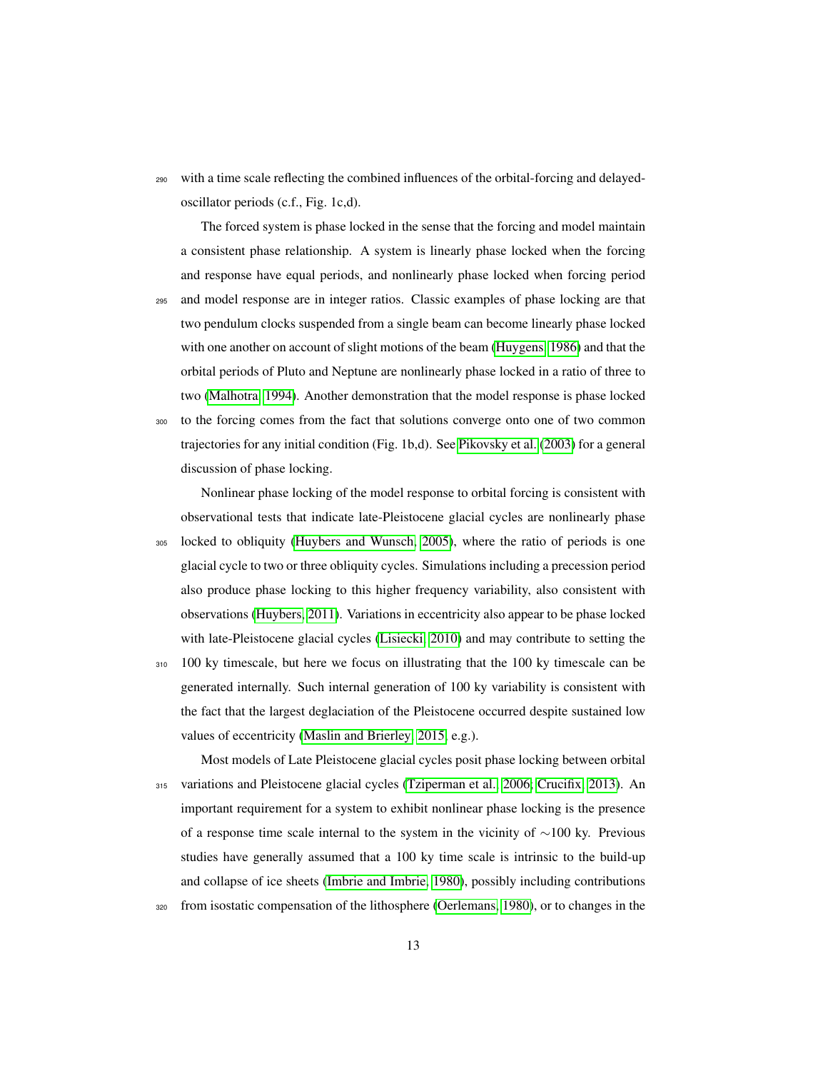with a time scale reflecting the combined influences of the orbital-forcing and delayed-oscillator periods (c.f., Fig. 1c,d).

The forced system is phase locked in the sense that the forcing and model maintain a consistent phase relationship. A system is linearly phase locked when the forcing and response have equal periods, and nonlinearly phase locked when forcing period and model response are in integer ratios. Classic examples of phase locking are that two pendulum clocks suspended from a single beam can become linearly phase locked with one another on account of slight motions of the beam (Huygens, 1986) and that the orbital periods of Pluto and Neptune are nonlinearly phase locked in a ratio of three to two (Malhotra, 1994). Another demonstration that the model response is phase locked to the forcing comes from the fact that solutions converge onto one of two common trajectories for any initial condition (Fig. 1b,d). See Pikovsky et al. (2003) for a general discussion of phase locking.

Nonlinear phase locking of the model response to orbital forcing is consistent with observational tests that indicate late-Pleistocene glacial cycles are nonlinearly phase locked to obliquity (Huybers and Wunsch, 2005), where the ratio of periods is one glacial cycle to two or three obliquity cycles. Simulations including a precession period also produce phase locking to this higher frequency variability, also consistent with observations (Huybers, 2011). Variations in eccentricity also appear to be phase locked with late-Pleistocene glacial cycles (Lisiecki, 2010) and may contribute to setting the 100 ky timescale, but here we focus on illustrating that the 100 ky timescale can be generated internally. Such internal generation of 100 ky variability is consistent with the fact that the largest deglaciation of the Pleistocene occurred despite sustained low values of eccentricity (Maslin and Brierley, 2015, e.g.).

Most models of Late Pleistocene glacial cycles posit phase locking between orbital variations and Pleistocene glacial cycles (Tziperman et al., 2006; Crucifix, 2013). An important requirement for a system to exhibit nonlinear phase locking is the presence of a response time scale internal to the system in the vicinity of $\sim$100 ky. Previous studies have generally assumed that a 100 ky time scale is intrinsic to the build-up and collapse of ice sheets (Imbrie and Imbrie, 1980), possibly including contributions from isostatic compensation of the lithosphere (Oerlemans, 1980), or to changes in the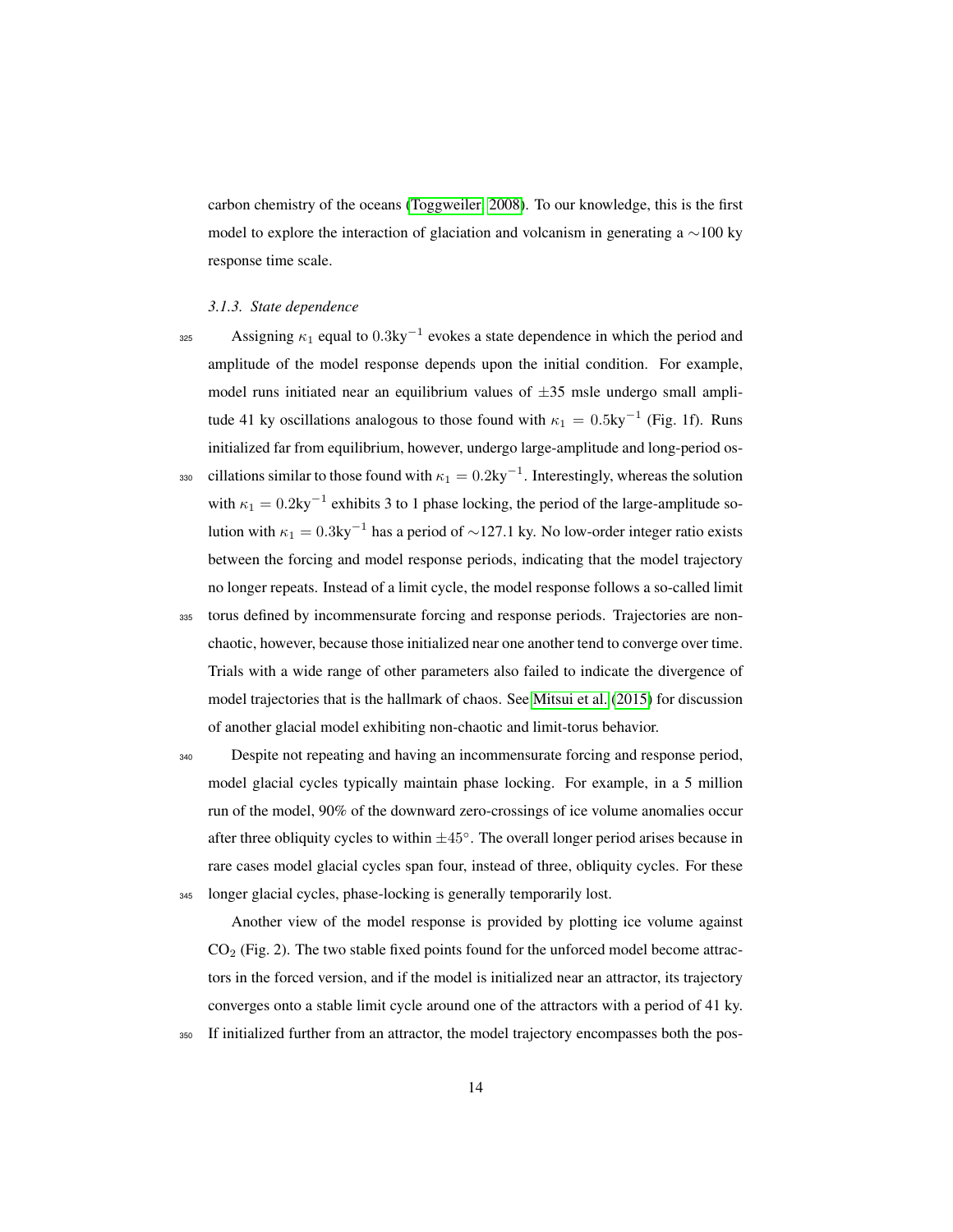carbon chemistry of the oceans (Toggweiler, 2008). To our knowledge, this is the first model to explore the interaction of glaciation and volcanism in generating a ∼100 ky response time scale.

### 3.1.3. State dependence

Assigning $\kappa_1$ equal to $0.3\text{ky}^{-1}$ evokes a state dependence in which the period and amplitude of the model response depends upon the initial condition. For example, model runs initiated near an equilibrium values of $\pm 35$ msle undergo small amplitude 41 ky oscillations analogous to those found with $\kappa_1 = 0.5\text{ky}^{-1}$ (Fig. 1f). Runs initialized far from equilibrium, however, undergo large-amplitude and long-period oscillations similar to those found with $\kappa_1 = 0.2\text{ky}^{-1}$. Interestingly, whereas the solution with $\kappa_1 = 0.2\text{ky}^{-1}$ exhibits 3 to 1 phase locking, the period of the large-amplitude solution with $\kappa_1 = 0.3\text{ky}^{-1}$ has a period of ∼127.1 ky. No low-order integer ratio exists between the forcing and model response periods, indicating that the model trajectory no longer repeats. Instead of a limit cycle, the model response follows a so-called limit torus defined by incommensurate forcing and response periods. Trajectories are non-chaotic, however, because those initialized near one another tend to converge over time. Trials with a wide range of other parameters also failed to indicate the divergence of model trajectories that is the hallmark of chaos. See Mitsui et al. (2015) for discussion of another glacial model exhibiting non-chaotic and limit-torus behavior.

Despite not repeating and having an incommensurate forcing and response period, model glacial cycles typically maintain phase locking. For example, in a 5 million run of the model, 90% of the downward zero-crossings of ice volume anomalies occur after three obliquity cycles to within $\pm 45°$. The overall longer period arises because in rare cases model glacial cycles span four, instead of three, obliquity cycles. For these longer glacial cycles, phase-locking is generally temporarily lost.

Another view of the model response is provided by plotting ice volume against $CO_2$ (Fig. 2). The two stable fixed points found for the unforced model become attractors in the forced version, and if the model is initialized near an attractor, its trajectory converges onto a stable limit cycle around one of the attractors with a period of 41 ky. If initialized further from an attractor, the model trajectory encompasses both the pos-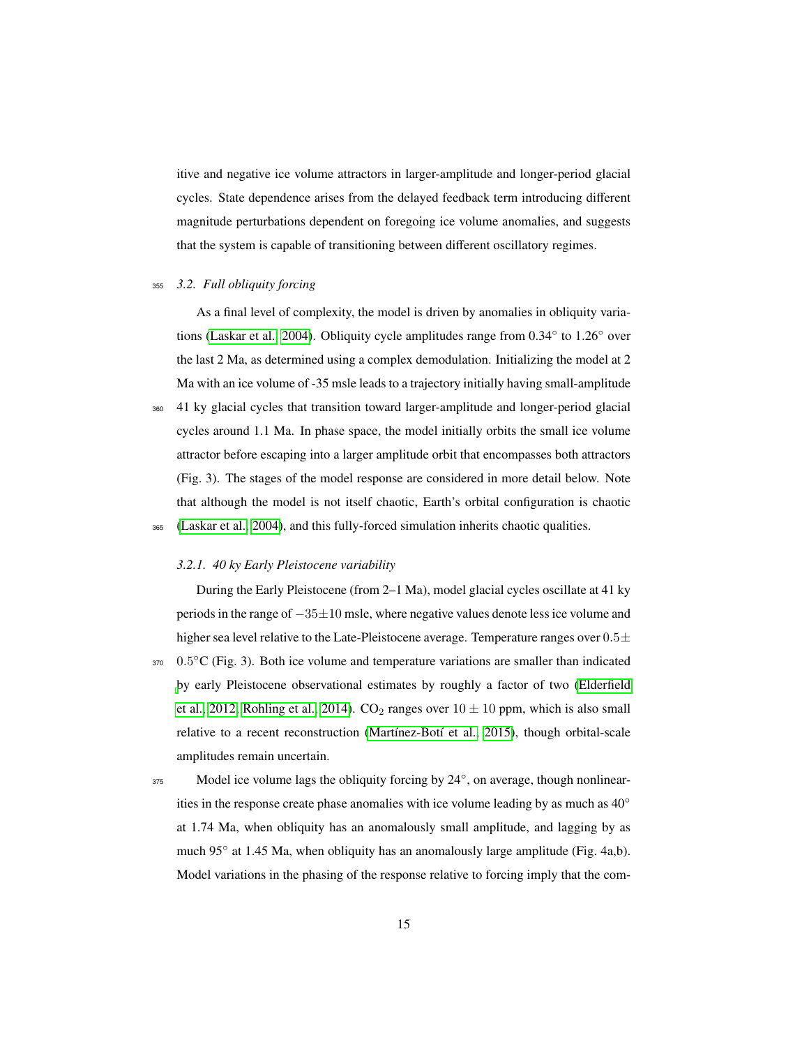itive and negative ice volume attractors in larger-amplitude and longer-period glacial cycles. State dependence arises from the delayed feedback term introducing different magnitude perturbations dependent on foregoing ice volume anomalies, and suggests that the system is capable of transitioning between different oscillatory regimes.

### 3.2. Full obliquity forcing

As a final level of complexity, the model is driven by anomalies in obliquity variations (Laskar et al., 2004). Obliquity cycle amplitudes range from 0.34° to 1.26° over the last 2 Ma, as determined using a complex demodulation. Initializing the model at 2 Ma with an ice volume of -35 msle leads to a trajectory initially having small-amplitude 41 ky glacial cycles that transition toward larger-amplitude and longer-period glacial cycles around 1.1 Ma. In phase space, the model initially orbits the small ice volume attractor before escaping into a larger amplitude orbit that encompasses both attractors (Fig. 3). The stages of the model response are considered in more detail below. Note that although the model is not itself chaotic, Earth's orbital configuration is chaotic (Laskar et al., 2004), and this fully-forced simulation inherits chaotic qualities.

#### 3.2.1. 40 ky Early Pleistocene variability

During the Early Pleistocene (from 2–1 Ma), model glacial cycles oscillate at 41 ky periods in the range of $-35 \pm 10$ msle, where negative values denote less ice volume and higher sea level relative to the Late-Pleistocene average. Temperature ranges over $0.5 \pm 0.5$°C (Fig. 3). Both ice volume and temperature variations are smaller than indicated by early Pleistocene observational estimates by roughly a factor of two (Elderfield et al., 2012; Rohling et al., 2014). $CO_2$ ranges over $10 \pm 10$ ppm, which is also small relative to a recent reconstruction (Martínez-Botí et al., 2015), though orbital-scale amplitudes remain uncertain.

Model ice volume lags the obliquity forcing by 24°, on average, though nonlinearities in the response create phase anomalies with ice volume leading by as much as 40° at 1.74 Ma, when obliquity has an anomalously small amplitude, and lagging by as much 95° at 1.45 Ma, when obliquity has an anomalously large amplitude (Fig. 4a,b). Model variations in the phasing of the response relative to forcing imply that the com-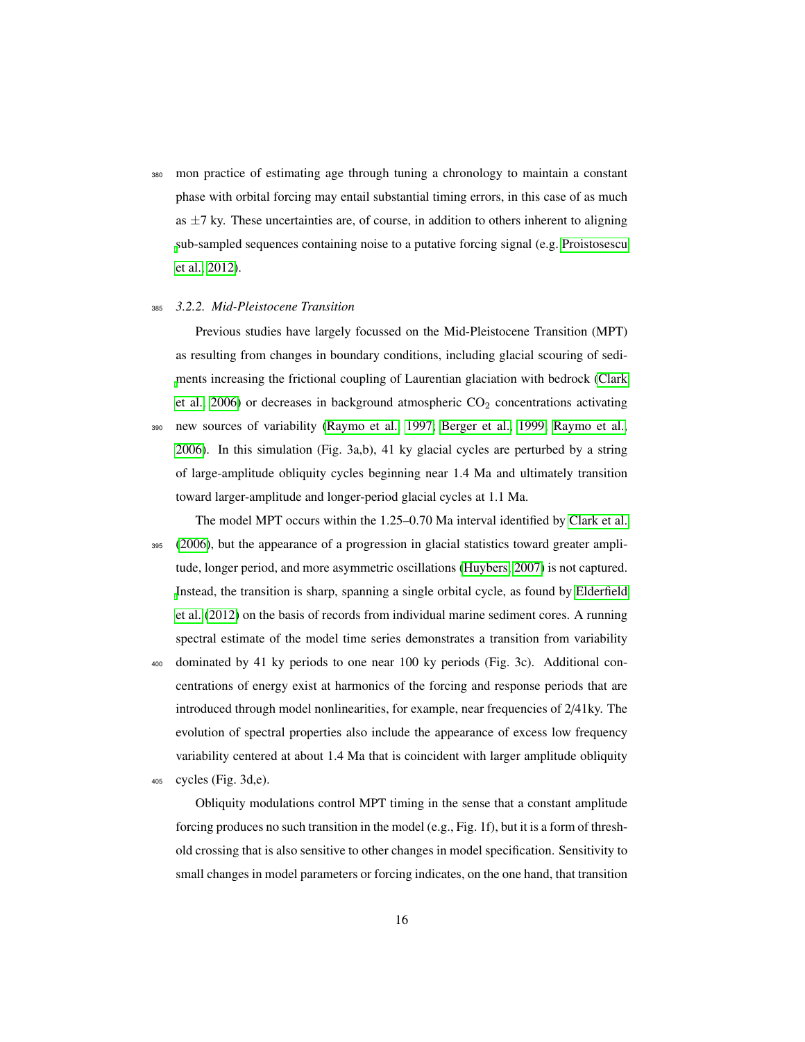mon practice of estimating age through tuning a chronology to maintain a constant phase with orbital forcing may entail substantial timing errors, in this case of as much as $\pm 7$ ky. These uncertainties are, of course, in addition to others inherent to aligning sub-sampled sequences containing noise to a putative forcing signal (e.g. Proistosescu et al., 2012).

### 3.2.2. *Mid-Pleistocene Transition*

Previous studies have largely focussed on the Mid-Pleistocene Transition (MPT) as resulting from changes in boundary conditions, including glacial scouring of sediments increasing the frictional coupling of Laurentian glaciation with bedrock (Clark et al., 2006) or decreases in background atmospheric $CO_2$ concentrations activating new sources of variability (Raymo et al., 1997; Berger et al., 1999; Raymo et al., 2006). In this simulation (Fig. 3a,b), 41 ky glacial cycles are perturbed by a string of large-amplitude obliquity cycles beginning near 1.4 Ma and ultimately transition toward larger-amplitude and longer-period glacial cycles at 1.1 Ma.

The model MPT occurs within the 1.25–0.70 Ma interval identified by Clark et al. (2006), but the appearance of a progression in glacial statistics toward greater amplitude, longer period, and more asymmetric oscillations (Huybers, 2007) is not captured. Instead, the transition is sharp, spanning a single orbital cycle, as found by Elderfield et al. (2012) on the basis of records from individual marine sediment cores. A running spectral estimate of the model time series demonstrates a transition from variability dominated by 41 ky periods to one near 100 ky periods (Fig. 3c). Additional concentrations of energy exist at harmonics of the forcing and response periods that are introduced through model nonlinearities, for example, near frequencies of 2/41ky. The evolution of spectral properties also include the appearance of excess low frequency variability centered at about 1.4 Ma that is coincident with larger amplitude obliquity cycles (Fig. 3d,e).

Obliquity modulations control MPT timing in the sense that a constant amplitude forcing produces no such transition in the model (e.g., Fig. 1f), but it is a form of threshold crossing that is also sensitive to other changes in model specification. Sensitivity to small changes in model parameters or forcing indicates, on the one hand, that transition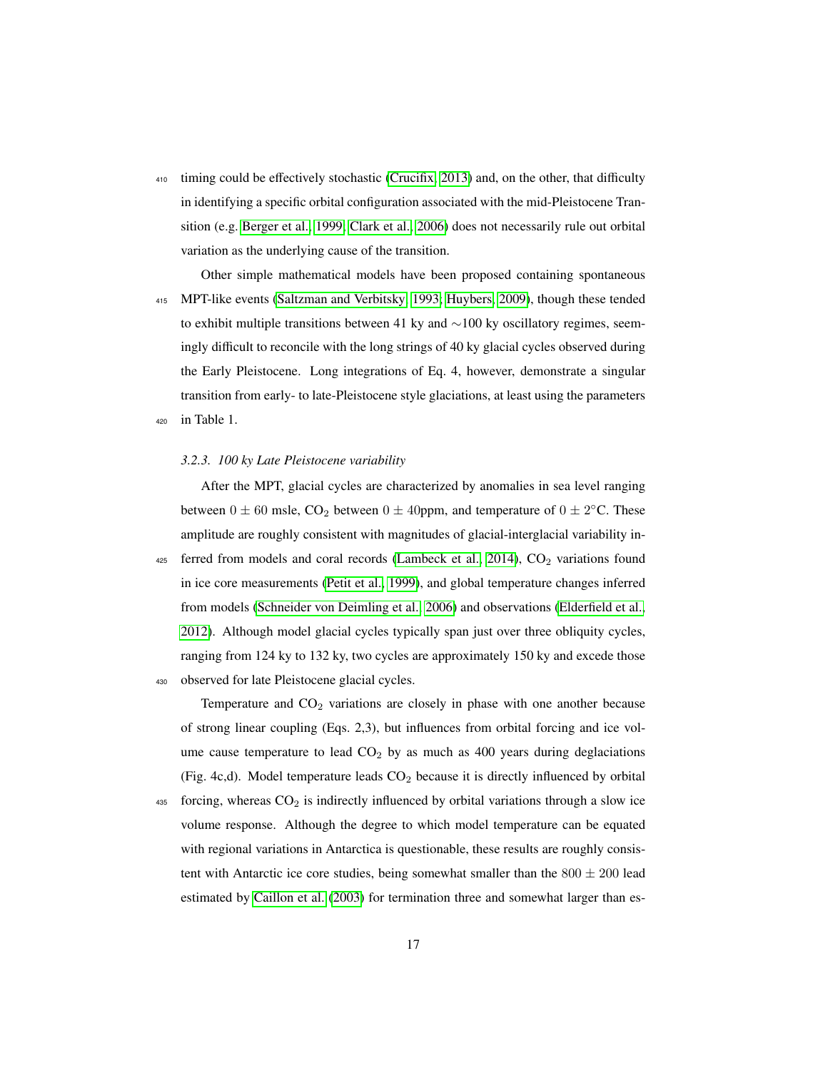timing could be effectively stochastic (Crucifix, 2013) and, on the other, that difficulty in identifying a specific orbital configuration associated with the mid-Pleistocene Transition (e.g. Berger et al., 1999; Clark et al., 2006) does not necessarily rule out orbital variation as the underlying cause of the transition.

Other simple mathematical models have been proposed containing spontaneous MPT-like events (Saltzman and Verbitsky, 1993; Huybers, 2009), though these tended to exhibit multiple transitions between 41 ky and ~100 ky oscillatory regimes, seemingly difficult to reconcile with the long strings of 40 ky glacial cycles observed during the Early Pleistocene. Long integrations of Eq. 4, however, demonstrate a singular transition from early- to late-Pleistocene style glaciations, at least using the parameters in Table 1.

#### *3.2.3. 100 ky Late Pleistocene variability*

After the MPT, glacial cycles are characterized by anomalies in sea level ranging between $0 \pm 60$ msle, $CO_2$ between $0 \pm 40$ppm, and temperature of $0 \pm 2°$C. These amplitude are roughly consistent with magnitudes of glacial-interglacial variability inferred from models and coral records (Lambeck et al., 2014), $CO_2$ variations found in ice core measurements (Petit et al., 1999), and global temperature changes inferred from models (Schneider von Deimling et al., 2006) and observations (Elderfield et al., 2012). Although model glacial cycles typically span just over three obliquity cycles, ranging from 124 ky to 132 ky, two cycles are approximately 150 ky and excede those observed for late Pleistocene glacial cycles.

Temperature and $CO_2$ variations are closely in phase with one another because of strong linear coupling (Eqs. 2,3), but influences from orbital forcing and ice volume cause temperature to lead $CO_2$ by as much as 400 years during deglaciations (Fig. 4c,d). Model temperature leads $CO_2$ because it is directly influenced by orbital forcing, whereas $CO_2$ is indirectly influenced by orbital variations through a slow ice volume response. Although the degree to which model temperature can be equated with regional variations in Antarctica is questionable, these results are roughly consistent with Antarctic ice core studies, being somewhat smaller than the $800 \pm 200$ lead estimated by Caillon et al. (2003) for termination three and somewhat larger than es-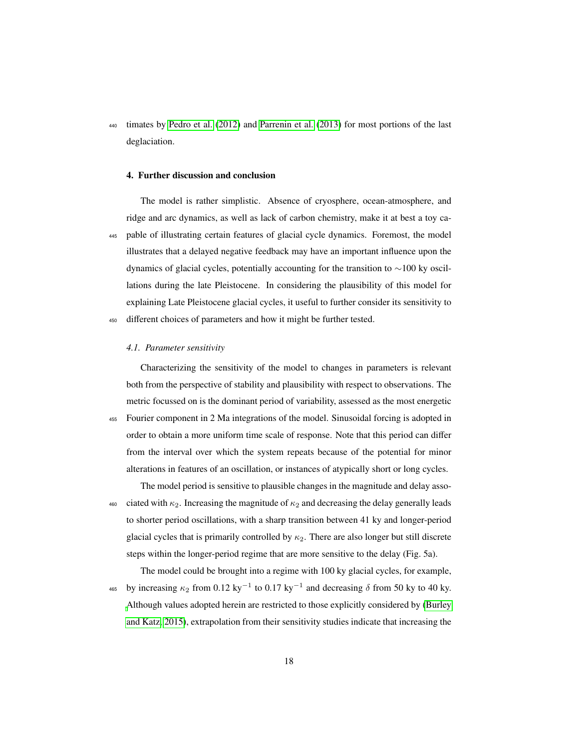timates by Pedro et al. (2012) and Parrenin et al. (2013) for most portions of the last deglaciation.

## 4. Further discussion and conclusion

The model is rather simplistic. Absence of cryosphere, ocean-atmosphere, and ridge and arc dynamics, as well as lack of carbon chemistry, make it at best a toy capable of illustrating certain features of glacial cycle dynamics. Foremost, the model illustrates that a delayed negative feedback may have an important influence upon the dynamics of glacial cycles, potentially accounting for the transition to ∼100 ky oscillations during the late Pleistocene. In considering the plausibility of this model for explaining Late Pleistocene glacial cycles, it useful to further consider its sensitivity to different choices of parameters and how it might be further tested.

### *4.1. Parameter sensitivity*

Characterizing the sensitivity of the model to changes in parameters is relevant both from the perspective of stability and plausibility with respect to observations. The metric focussed on is the dominant period of variability, assessed as the most energetic Fourier component in 2 Ma integrations of the model. Sinusoidal forcing is adopted in order to obtain a more uniform time scale of response. Note that this period can differ from the interval over which the system repeats because of the potential for minor alterations in features of an oscillation, or instances of atypically short or long cycles.

The model period is sensitive to plausible changes in the magnitude and delay associated with $\kappa_2$. Increasing the magnitude of $\kappa_2$ and decreasing the delay generally leads to shorter period oscillations, with a sharp transition between 41 ky and longer-period glacial cycles that is primarily controlled by $\kappa_2$. There are also longer but still discrete steps within the longer-period regime that are more sensitive to the delay (Fig. 5a).

The model could be brought into a regime with 100 ky glacial cycles, for example, by increasing $\kappa_2$ from 0.12 ky$^{-1}$ to 0.17 ky$^{-1}$ and decreasing $\delta$ from 50 ky to 40 ky. Although values adopted herein are restricted to those explicitly considered by (Burley and Katz, 2015), extrapolation from their sensitivity studies indicate that increasing the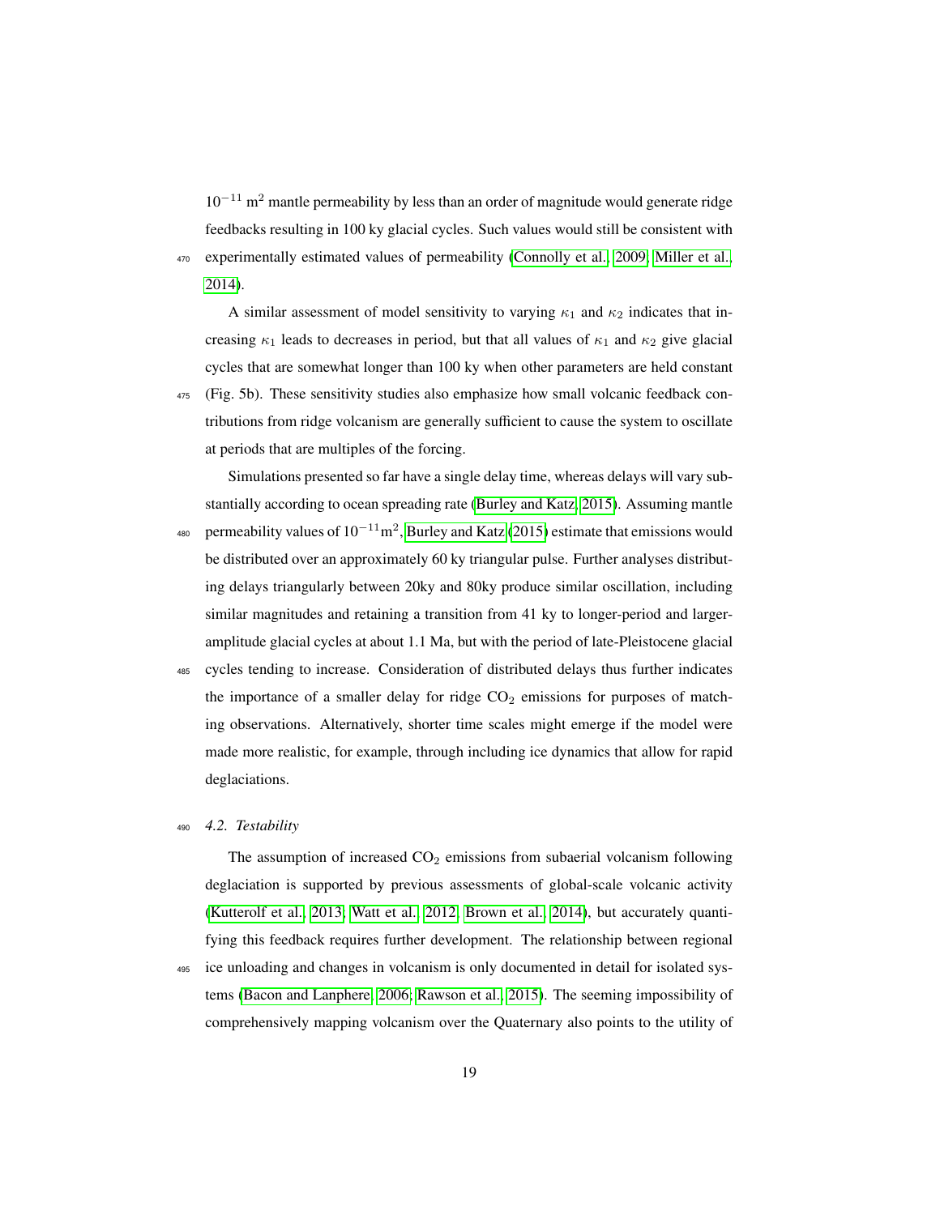$10^{-11}$ m$^2$ mantle permeability by less than an order of magnitude would generate ridge feedbacks resulting in 100 ky glacial cycles. Such values would still be consistent with experimentally estimated values of permeability (Connolly et al., 2009; Miller et al., 2014).

A similar assessment of model sensitivity to varying $\kappa_1$ and $\kappa_2$ indicates that increasing $\kappa_1$ leads to decreases in period, but that all values of $\kappa_1$ and $\kappa_2$ give glacial cycles that are somewhat longer than 100 ky when other parameters are held constant (Fig. 5b). These sensitivity studies also emphasize how small volcanic feedback contributions from ridge volcanism are generally sufficient to cause the system to oscillate at periods that are multiples of the forcing.

Simulations presented so far have a single delay time, whereas delays will vary substantially according to ocean spreading rate (Burley and Katz, 2015). Assuming mantle permeability values of $10^{-11}$m$^2$, Burley and Katz (2015) estimate that emissions would be distributed over an approximately 60 ky triangular pulse. Further analyses distributing delays triangularly between 20ky and 80ky produce similar oscillation, including similar magnitudes and retaining a transition from 41 ky to longer-period and larger-amplitude glacial cycles at about 1.1 Ma, but with the period of late-Pleistocene glacial cycles tending to increase. Consideration of distributed delays thus further indicates the importance of a smaller delay for ridge $CO_2$ emissions for purposes of matching observations. Alternatively, shorter time scales might emerge if the model were made more realistic, for example, through including ice dynamics that allow for rapid deglaciations.

### *4.2. Testability*

The assumption of increased $CO_2$ emissions from subaerial volcanism following deglaciation is supported by previous assessments of global-scale volcanic activity (Kutterolf et al., 2013; Watt et al., 2012; Brown et al., 2014), but accurately quantifying this feedback requires further development. The relationship between regional ice unloading and changes in volcanism is only documented in detail for isolated systems (Bacon and Lanphere, 2006; Rawson et al., 2015). The seeming impossibility of comprehensively mapping volcanism over the Quaternary also points to the utility of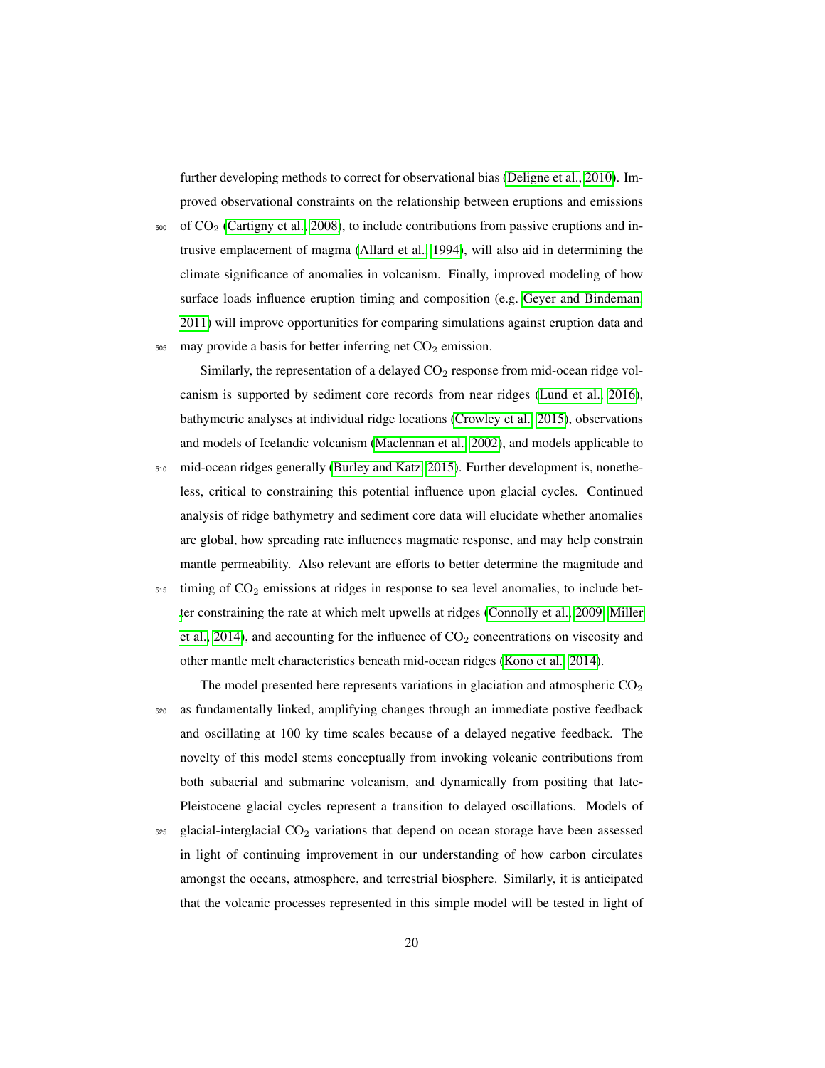further developing methods to correct for observational bias (Deligne et al., 2010). Improved observational constraints on the relationship between eruptions and emissions of $CO_2$ (Cartigny et al., 2008), to include contributions from passive eruptions and intrusive emplacement of magma (Allard et al., 1994), will also aid in determining the climate significance of anomalies in volcanism. Finally, improved modeling of how surface loads influence eruption timing and composition (e.g. Geyer and Bindeman, 2011) will improve opportunities for comparing simulations against eruption data and may provide a basis for better inferring net $CO_2$ emission.

Similarly, the representation of a delayed $CO_2$ response from mid-ocean ridge volcanism is supported by sediment core records from near ridges (Lund et al., 2016), bathymetric analyses at individual ridge locations (Crowley et al., 2015), observations and models of Icelandic volcanism (Maclennan et al., 2002), and models applicable to mid-ocean ridges generally (Burley and Katz, 2015). Further development is, nonetheless, critical to constraining this potential influence upon glacial cycles. Continued analysis of ridge bathymetry and sediment core data will elucidate whether anomalies are global, how spreading rate influences magmatic response, and may help constrain mantle permeability. Also relevant are efforts to better determine the magnitude and timing of $CO_2$ emissions at ridges in response to sea level anomalies, to include better constraining the rate at which melt upwells at ridges (Connolly et al., 2009; Miller et al., 2014), and accounting for the influence of $CO_2$ concentrations on viscosity and other mantle melt characteristics beneath mid-ocean ridges (Kono et al., 2014).

The model presented here represents variations in glaciation and atmospheric $CO_2$ as fundamentally linked, amplifying changes through an immediate postive feedback and oscillating at 100 ky time scales because of a delayed negative feedback. The novelty of this model stems conceptually from invoking volcanic contributions from both subaerial and submarine volcanism, and dynamically from positing that late-Pleistocene glacial cycles represent a transition to delayed oscillations. Models of glacial-interglacial $CO_2$ variations that depend on ocean storage have been assessed in light of continuing improvement in our understanding of how carbon circulates amongst the oceans, atmosphere, and terrestrial biosphere. Similarly, it is anticipated that the volcanic processes represented in this simple model will be tested in light of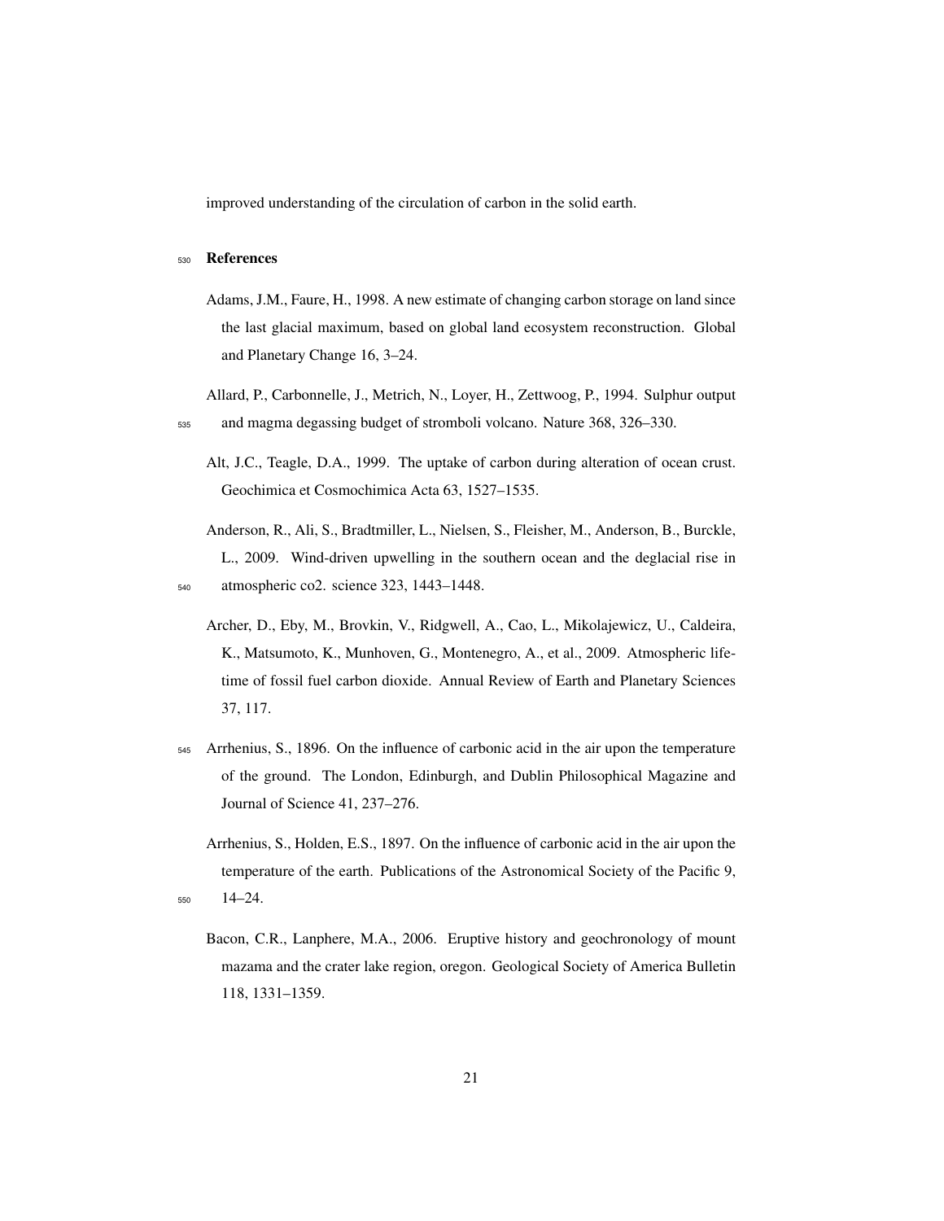improved understanding of the circulation of carbon in the solid earth.

## References

Adams, J.M., Faure, H., 1998. A new estimate of changing carbon storage on land since the last glacial maximum, based on global land ecosystem reconstruction. Global and Planetary Change 16, 3–24.

Allard, P., Carbonnelle, J., Metrich, N., Loyer, H., Zettwoog, P., 1994. Sulphur output and magma degassing budget of stromboli volcano. Nature 368, 326–330.

Alt, J.C., Teagle, D.A., 1999. The uptake of carbon during alteration of ocean crust. Geochimica et Cosmochimica Acta 63, 1527–1535.

Anderson, R., Ali, S., Bradtmiller, L., Nielsen, S., Fleisher, M., Anderson, B., Burckle, L., 2009. Wind-driven upwelling in the southern ocean and the deglacial rise in atmospheric co2. science 323, 1443–1448.

Archer, D., Eby, M., Brovkin, V., Ridgwell, A., Cao, L., Mikolajewicz, U., Caldeira, K., Matsumoto, K., Munhoven, G., Montenegro, A., et al., 2009. Atmospheric lifetime of fossil fuel carbon dioxide. Annual Review of Earth and Planetary Sciences 37, 117.

Arrhenius, S., 1896. On the influence of carbonic acid in the air upon the temperature of the ground. The London, Edinburgh, and Dublin Philosophical Magazine and Journal of Science 41, 237–276.

Arrhenius, S., Holden, E.S., 1897. On the influence of carbonic acid in the air upon the temperature of the earth. Publications of the Astronomical Society of the Pacific 9, 14–24.

Bacon, C.R., Lanphere, M.A., 2006. Eruptive history and geochronology of mount mazama and the crater lake region, oregon. Geological Society of America Bulletin 118, 1331–1359.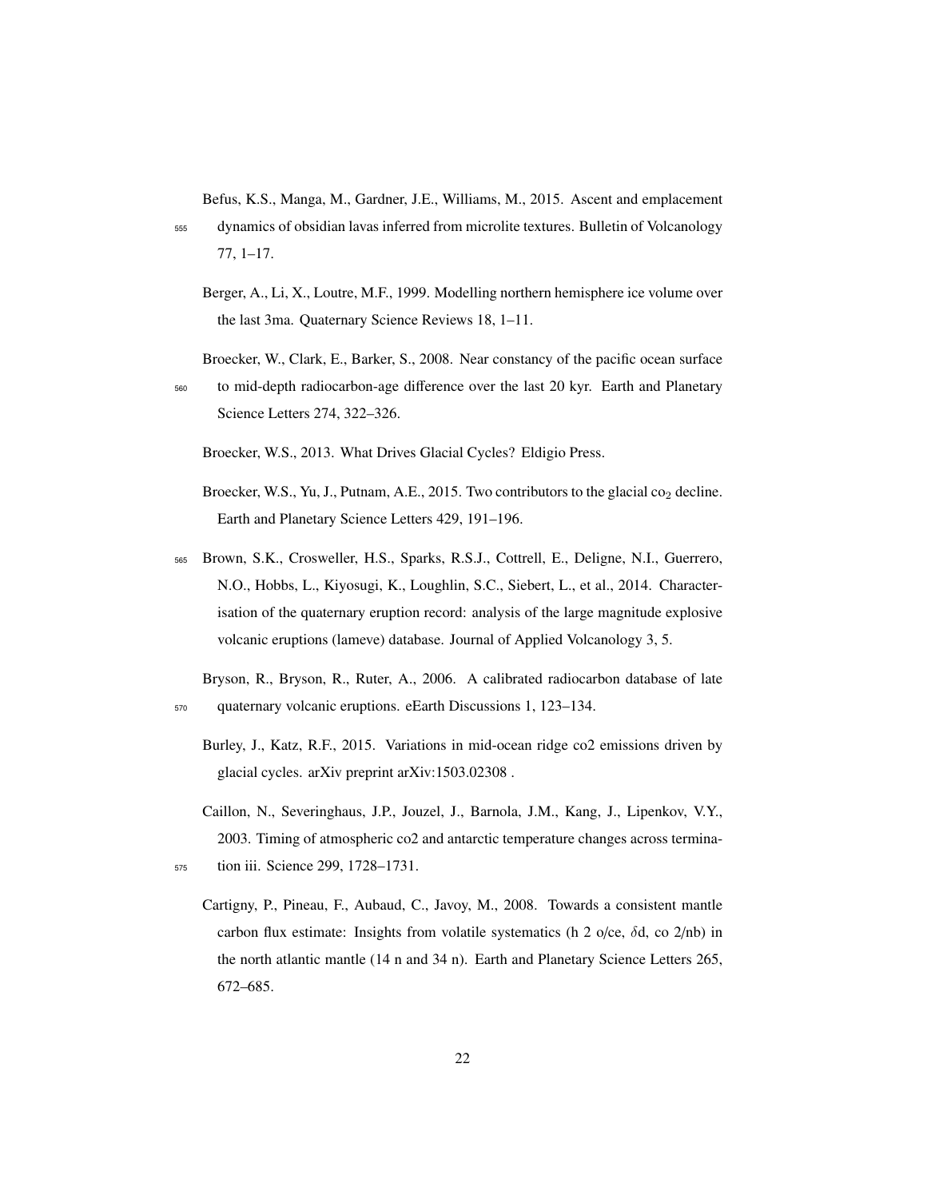Befus, K.S., Manga, M., Gardner, J.E., Williams, M., 2015. Ascent and emplacement dynamics of obsidian lavas inferred from microlite textures. Bulletin of Volcanology 77, 1–17.

Berger, A., Li, X., Loutre, M.F., 1999. Modelling northern hemisphere ice volume over the last 3ma. Quaternary Science Reviews 18, 1–11.

Broecker, W., Clark, E., Barker, S., 2008. Near constancy of the pacific ocean surface to mid-depth radiocarbon-age difference over the last 20 kyr. Earth and Planetary Science Letters 274, 322–326.

Broecker, W.S., 2013. What Drives Glacial Cycles? Eldigio Press.

Broecker, W.S., Yu, J., Putnam, A.E., 2015. Two contributors to the glacial $co_2$ decline. Earth and Planetary Science Letters 429, 191–196.

Brown, S.K., Crosweller, H.S., Sparks, R.S.J., Cottrell, E., Deligne, N.I., Guerrero, N.O., Hobbs, L., Kiyosugi, K., Loughlin, S.C., Siebert, L., et al., 2014. Characterisation of the quaternary eruption record: analysis of the large magnitude explosive volcanic eruptions (lameve) database. Journal of Applied Volcanology 3, 5.

Bryson, R., Bryson, R., Ruter, A., 2006. A calibrated radiocarbon database of late quaternary volcanic eruptions. eEarth Discussions 1, 123–134.

Burley, J., Katz, R.F., 2015. Variations in mid-ocean ridge co2 emissions driven by glacial cycles. arXiv preprint arXiv:1503.02308 .

Caillon, N., Severinghaus, J.P., Jouzel, J., Barnola, J.M., Kang, J., Lipenkov, V.Y., 2003. Timing of atmospheric co2 and antarctic temperature changes across termination iii. Science 299, 1728–1731.

Cartigny, P., Pineau, F., Aubaud, C., Javoy, M., 2008. Towards a consistent mantle carbon flux estimate: Insights from volatile systematics (h 2 o/ce, $\delta$d, co 2/nb) in the north atlantic mantle (14 n and 34 n). Earth and Planetary Science Letters 265, 672–685.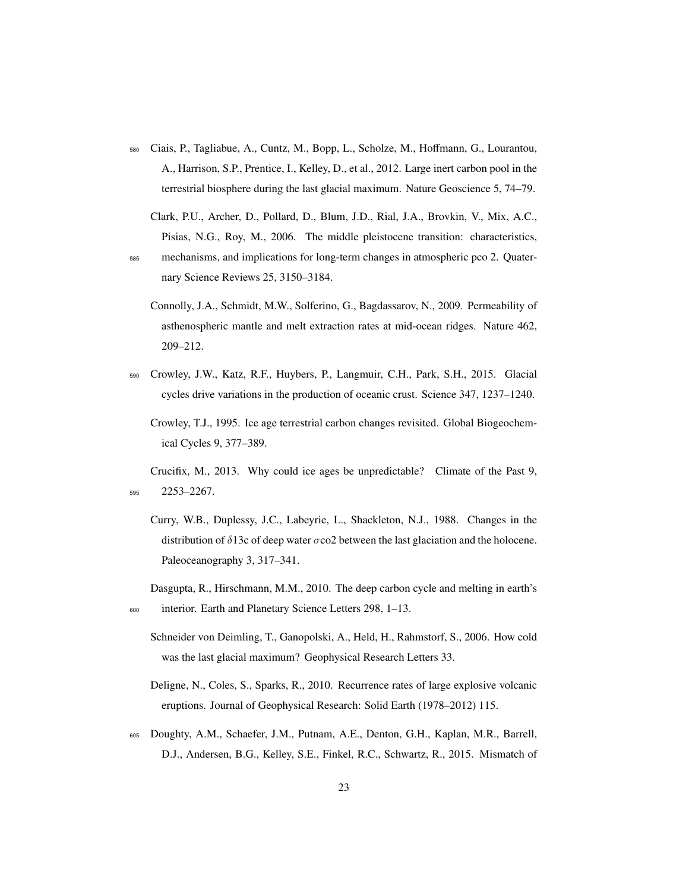Ciais, P., Tagliabue, A., Cuntz, M., Bopp, L., Scholze, M., Hoffmann, G., Lourantou, A., Harrison, S.P., Prentice, I., Kelley, D., et al., 2012. Large inert carbon pool in the terrestrial biosphere during the last glacial maximum. Nature Geoscience 5, 74–79.

Clark, P.U., Archer, D., Pollard, D., Blum, J.D., Rial, J.A., Brovkin, V., Mix, A.C., Pisias, N.G., Roy, M., 2006. The middle pleistocene transition: characteristics, mechanisms, and implications for long-term changes in atmospheric pco 2. Quaternary Science Reviews 25, 3150–3184.

Connolly, J.A., Schmidt, M.W., Solferino, G., Bagdassarov, N., 2009. Permeability of asthenospheric mantle and melt extraction rates at mid-ocean ridges. Nature 462, 209–212.

Crowley, J.W., Katz, R.F., Huybers, P., Langmuir, C.H., Park, S.H., 2015. Glacial cycles drive variations in the production of oceanic crust. Science 347, 1237–1240.

Crowley, T.J., 1995. Ice age terrestrial carbon changes revisited. Global Biogeochemical Cycles 9, 377–389.

Crucifix, M., 2013. Why could ice ages be unpredictable? Climate of the Past 9, 2253–2267.

Curry, W.B., Duplessy, J.C., Labeyrie, L., Shackleton, N.J., 1988. Changes in the distribution of $\delta$13c of deep water $\sigma$co2 between the last glaciation and the holocene. Paleoceanography 3, 317–341.

Dasgupta, R., Hirschmann, M.M., 2010. The deep carbon cycle and melting in earth's interior. Earth and Planetary Science Letters 298, 1–13.

Schneider von Deimling, T., Ganopolski, A., Held, H., Rahmstorf, S., 2006. How cold was the last glacial maximum? Geophysical Research Letters 33.

Deligne, N., Coles, S., Sparks, R., 2010. Recurrence rates of large explosive volcanic eruptions. Journal of Geophysical Research: Solid Earth (1978–2012) 115.

Doughty, A.M., Schaefer, J.M., Putnam, A.E., Denton, G.H., Kaplan, M.R., Barrell, D.J., Andersen, B.G., Kelley, S.E., Finkel, R.C., Schwartz, R., 2015. Mismatch of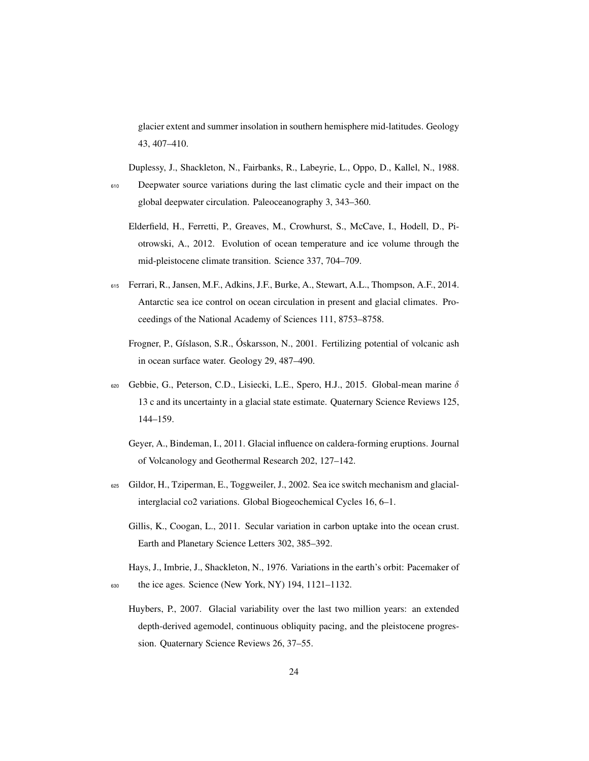glacier extent and summer insolation in southern hemisphere mid-latitudes. Geology 43, 407–410.

Duplessy, J., Shackleton, N., Fairbanks, R., Labeyrie, L., Oppo, D., Kallel, N., 1988. Deepwater source variations during the last climatic cycle and their impact on the global deepwater circulation. Paleoceanography 3, 343–360.

Elderfield, H., Ferretti, P., Greaves, M., Crowhurst, S., McCave, I., Hodell, D., Piotrowski, A., 2012. Evolution of ocean temperature and ice volume through the mid-pleistocene climate transition. Science 337, 704–709.

Ferrari, R., Jansen, M.F., Adkins, J.F., Burke, A., Stewart, A.L., Thompson, A.F., 2014. Antarctic sea ice control on ocean circulation in present and glacial climates. Proceedings of the National Academy of Sciences 111, 8753–8758.

Frogner, P., Gíslason, S.R., Óskarsson, N., 2001. Fertilizing potential of volcanic ash in ocean surface water. Geology 29, 487–490.

Gebbie, G., Peterson, C.D., Lisiecki, L.E., Spero, H.J., 2015. Global-mean marine $\delta$ 13 c and its uncertainty in a glacial state estimate. Quaternary Science Reviews 125, 144–159.

Geyer, A., Bindeman, I., 2011. Glacial influence on caldera-forming eruptions. Journal of Volcanology and Geothermal Research 202, 127–142.

Gildor, H., Tziperman, E., Toggweiler, J., 2002. Sea ice switch mechanism and glacial-interglacial co2 variations. Global Biogeochemical Cycles 16, 6–1.

Gillis, K., Coogan, L., 2011. Secular variation in carbon uptake into the ocean crust. Earth and Planetary Science Letters 302, 385–392.

Hays, J., Imbrie, J., Shackleton, N., 1976. Variations in the earth's orbit: Pacemaker of the ice ages. Science (New York, NY) 194, 1121–1132.

Huybers, P., 2007. Glacial variability over the last two million years: an extended depth-derived agemodel, continuous obliquity pacing, and the pleistocene progression. Quaternary Science Reviews 26, 37–55.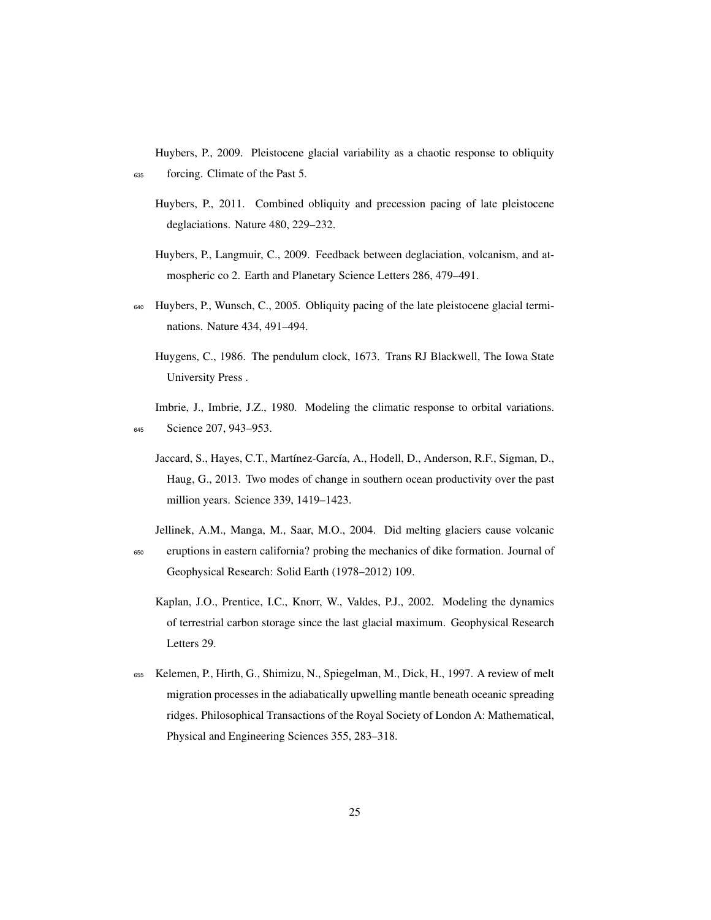Huybers, P., 2009. Pleistocene glacial variability as a chaotic response to obliquity forcing. Climate of the Past 5.

Huybers, P., 2011. Combined obliquity and precession pacing of late pleistocene deglaciations. Nature 480, 229–232.

Huybers, P., Langmuir, C., 2009. Feedback between deglaciation, volcanism, and atmospheric co 2. Earth and Planetary Science Letters 286, 479–491.

Huybers, P., Wunsch, C., 2005. Obliquity pacing of the late pleistocene glacial terminations. Nature 434, 491–494.

Huygens, C., 1986. The pendulum clock, 1673. Trans RJ Blackwell, The Iowa State University Press .

Imbrie, J., Imbrie, J.Z., 1980. Modeling the climatic response to orbital variations. Science 207, 943–953.

Jaccard, S., Hayes, C.T., Martínez-García, A., Hodell, D., Anderson, R.F., Sigman, D., Haug, G., 2013. Two modes of change in southern ocean productivity over the past million years. Science 339, 1419–1423.

Jellinek, A.M., Manga, M., Saar, M.O., 2004. Did melting glaciers cause volcanic eruptions in eastern california? probing the mechanics of dike formation. Journal of Geophysical Research: Solid Earth (1978–2012) 109.

Kaplan, J.O., Prentice, I.C., Knorr, W., Valdes, P.J., 2002. Modeling the dynamics of terrestrial carbon storage since the last glacial maximum. Geophysical Research Letters 29.

Kelemen, P., Hirth, G., Shimizu, N., Spiegelman, M., Dick, H., 1997. A review of melt migration processes in the adiabatically upwelling mantle beneath oceanic spreading ridges. Philosophical Transactions of the Royal Society of London A: Mathematical, Physical and Engineering Sciences 355, 283–318.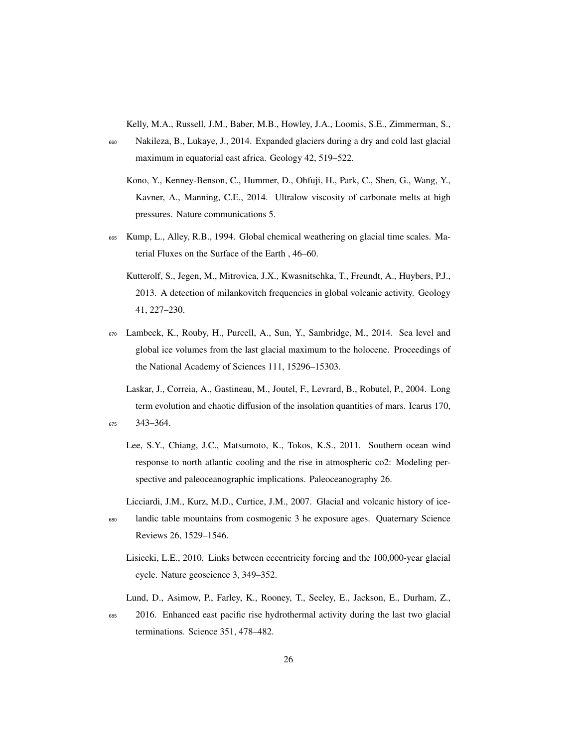Kelly, M.A., Russell, J.M., Baber, M.B., Howley, J.A., Loomis, S.E., Zimmerman, S., Nakileza, B., Lukaye, J., 2014. Expanded glaciers during a dry and cold last glacial maximum in equatorial east africa. Geology 42, 519–522.

Kono, Y., Kenney-Benson, C., Hummer, D., Ohfuji, H., Park, C., Shen, G., Wang, Y., Kavner, A., Manning, C.E., 2014. Ultralow viscosity of carbonate melts at high pressures. Nature communications 5.

Kump, L., Alley, R.B., 1994. Global chemical weathering on glacial time scales. Material Fluxes on the Surface of the Earth , 46–60.

Kutterolf, S., Jegen, M., Mitrovica, J.X., Kwasnitschka, T., Freundt, A., Huybers, P.J., 2013. A detection of milankovitch frequencies in global volcanic activity. Geology 41, 227–230.

Lambeck, K., Rouby, H., Purcell, A., Sun, Y., Sambridge, M., 2014. Sea level and global ice volumes from the last glacial maximum to the holocene. Proceedings of the National Academy of Sciences 111, 15296–15303.

Laskar, J., Correia, A., Gastineau, M., Joutel, F., Levrard, B., Robutel, P., 2004. Long term evolution and chaotic diffusion of the insolation quantities of mars. Icarus 170, 343–364.

Lee, S.Y., Chiang, J.C., Matsumoto, K., Tokos, K.S., 2011. Southern ocean wind response to north atlantic cooling and the rise in atmospheric co2: Modeling perspective and paleoceanographic implications. Paleoceanography 26.

Licciardi, J.M., Kurz, M.D., Curtice, J.M., 2007. Glacial and volcanic history of icelandic table mountains from cosmogenic 3 he exposure ages. Quaternary Science Reviews 26, 1529–1546.

Lisiecki, L.E., 2010. Links between eccentricity forcing and the 100,000-year glacial cycle. Nature geoscience 3, 349–352.

Lund, D., Asimow, P., Farley, K., Rooney, T., Seeley, E., Jackson, E., Durham, Z., 2016. Enhanced east pacific rise hydrothermal activity during the last two glacial terminations. Science 351, 478–482.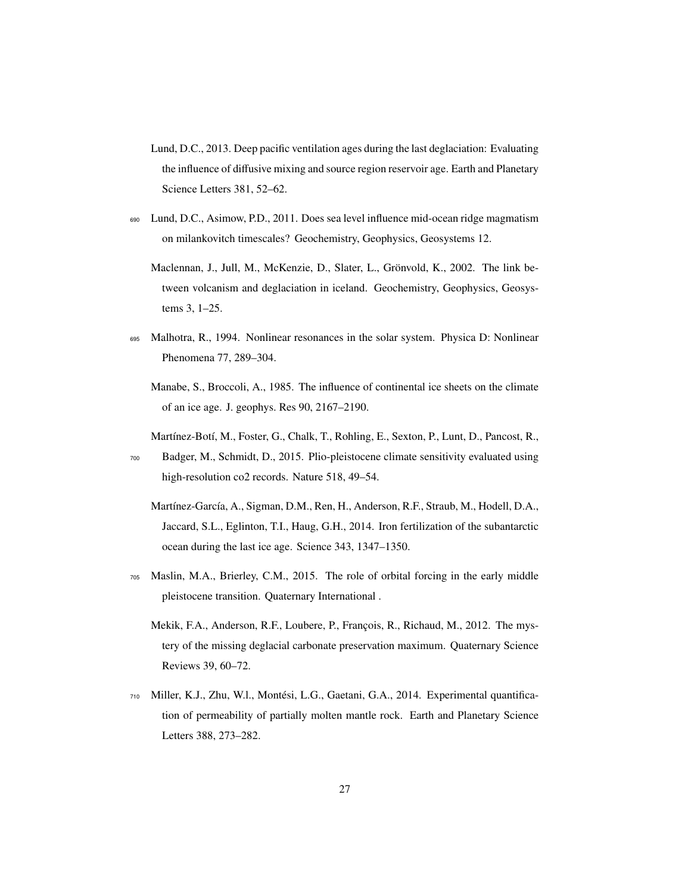Lund, D.C., 2013. Deep pacific ventilation ages during the last deglaciation: Evaluating the influence of diffusive mixing and source region reservoir age. Earth and Planetary Science Letters 381, 52–62.

Lund, D.C., Asimow, P.D., 2011. Does sea level influence mid-ocean ridge magmatism on milankovitch timescales? Geochemistry, Geophysics, Geosystems 12.

Maclennan, J., Jull, M., McKenzie, D., Slater, L., Grönvold, K., 2002. The link between volcanism and deglaciation in iceland. Geochemistry, Geophysics, Geosystems 3, 1–25.

Malhotra, R., 1994. Nonlinear resonances in the solar system. Physica D: Nonlinear Phenomena 77, 289–304.

Manabe, S., Broccoli, A., 1985. The influence of continental ice sheets on the climate of an ice age. J. geophys. Res 90, 2167–2190.

Martínez-Botí, M., Foster, G., Chalk, T., Rohling, E., Sexton, P., Lunt, D., Pancost, R., Badger, M., Schmidt, D., 2015. Plio-pleistocene climate sensitivity evaluated using high-resolution co2 records. Nature 518, 49–54.

Martínez-García, A., Sigman, D.M., Ren, H., Anderson, R.F., Straub, M., Hodell, D.A., Jaccard, S.L., Eglinton, T.I., Haug, G.H., 2014. Iron fertilization of the subantarctic ocean during the last ice age. Science 343, 1347–1350.

Maslin, M.A., Brierley, C.M., 2015. The role of orbital forcing in the early middle pleistocene transition. Quaternary International .

Mekik, F.A., Anderson, R.F., Loubere, P., François, R., Richaud, M., 2012. The mystery of the missing deglacial carbonate preservation maximum. Quaternary Science Reviews 39, 60–72.

Miller, K.J., Zhu, W.l., Montési, L.G., Gaetani, G.A., 2014. Experimental quantification of permeability of partially molten mantle rock. Earth and Planetary Science Letters 388, 273–282.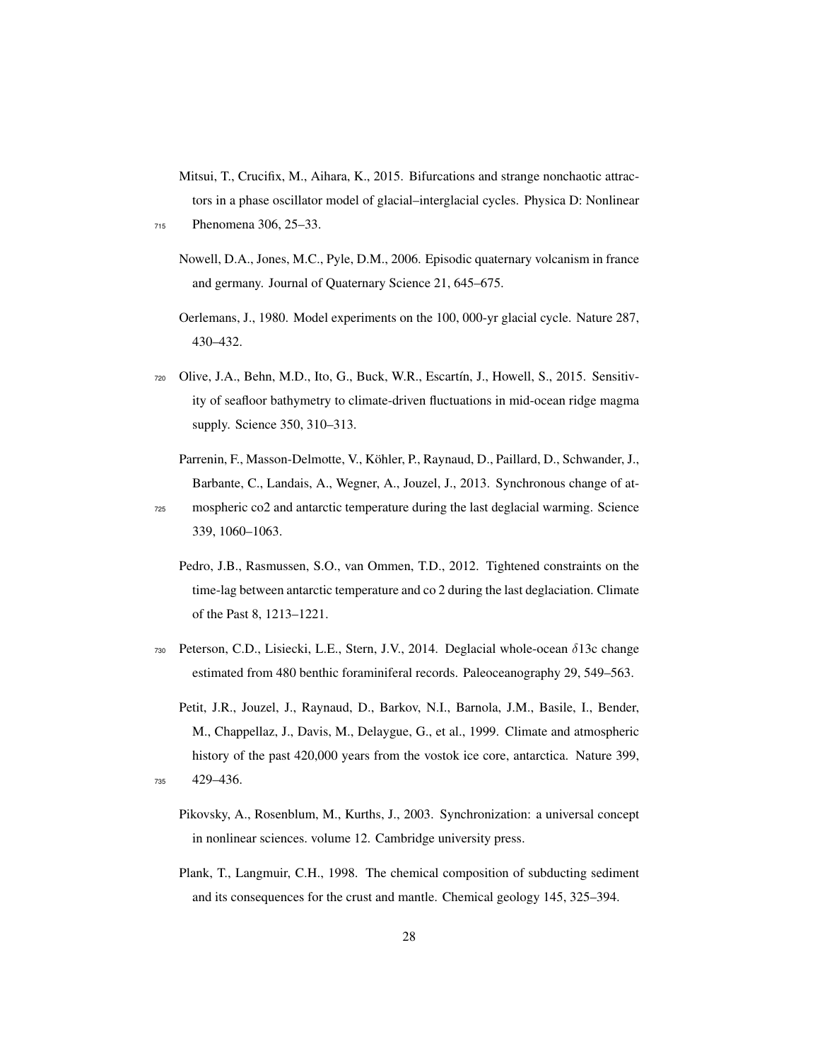Mitsui, T., Crucifix, M., Aihara, K., 2015. Bifurcations and strange nonchaotic attractors in a phase oscillator model of glacial–interglacial cycles. Physica D: Nonlinear Phenomena 306, 25–33.

Nowell, D.A., Jones, M.C., Pyle, D.M., 2006. Episodic quaternary volcanism in france and germany. Journal of Quaternary Science 21, 645–675.

Oerlemans, J., 1980. Model experiments on the 100, 000-yr glacial cycle. Nature 287, 430–432.

Olive, J.A., Behn, M.D., Ito, G., Buck, W.R., Escartín, J., Howell, S., 2015. Sensitivity of seafloor bathymetry to climate-driven fluctuations in mid-ocean ridge magma supply. Science 350, 310–313.

Parrenin, F., Masson-Delmotte, V., Köhler, P., Raynaud, D., Paillard, D., Schwander, J., Barbante, C., Landais, A., Wegner, A., Jouzel, J., 2013. Synchronous change of atmospheric co2 and antarctic temperature during the last deglacial warming. Science 339, 1060–1063.

Pedro, J.B., Rasmussen, S.O., van Ommen, T.D., 2012. Tightened constraints on the time-lag between antarctic temperature and co 2 during the last deglaciation. Climate of the Past 8, 1213–1221.

Peterson, C.D., Lisiecki, L.E., Stern, J.V., 2014. Deglacial whole-ocean $\delta$13c change estimated from 480 benthic foraminiferal records. Paleoceanography 29, 549–563.

Petit, J.R., Jouzel, J., Raynaud, D., Barkov, N.I., Barnola, J.M., Basile, I., Bender, M., Chappellaz, J., Davis, M., Delaygue, G., et al., 1999. Climate and atmospheric history of the past 420,000 years from the vostok ice core, antarctica. Nature 399, 429–436.

Pikovsky, A., Rosenblum, M., Kurths, J., 2003. Synchronization: a universal concept in nonlinear sciences. volume 12. Cambridge university press.

Plank, T., Langmuir, C.H., 1998. The chemical composition of subducting sediment and its consequences for the crust and mantle. Chemical geology 145, 325–394.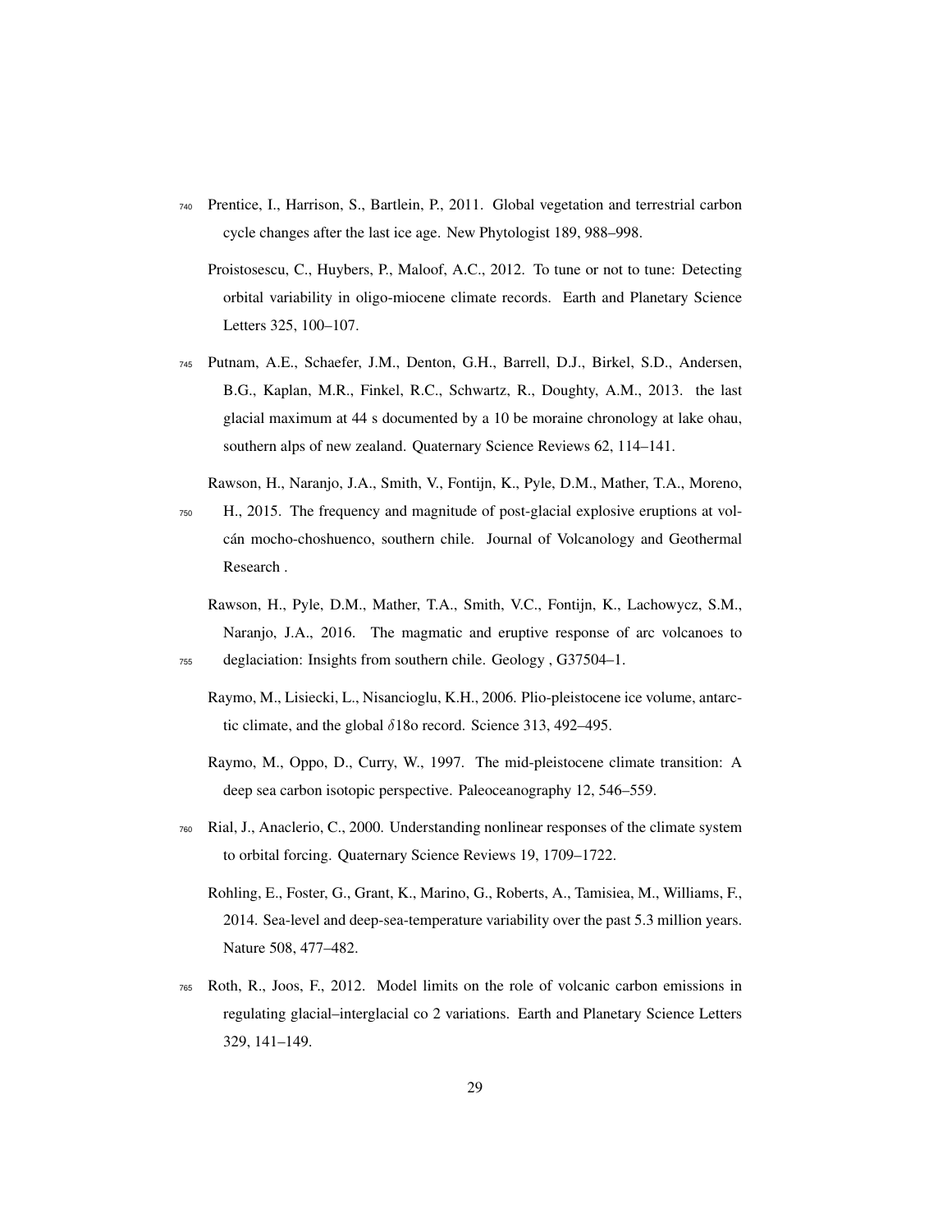Prentice, I., Harrison, S., Bartlein, P., 2011. Global vegetation and terrestrial carbon cycle changes after the last ice age. New Phytologist 189, 988–998.

Proistosescu, C., Huybers, P., Maloof, A.C., 2012. To tune or not to tune: Detecting orbital variability in oligo-miocene climate records. Earth and Planetary Science Letters 325, 100–107.

Putnam, A.E., Schaefer, J.M., Denton, G.H., Barrell, D.J., Birkel, S.D., Andersen, B.G., Kaplan, M.R., Finkel, R.C., Schwartz, R., Doughty, A.M., 2013. the last glacial maximum at 44 s documented by a 10 be moraine chronology at lake ohau, southern alps of new zealand. Quaternary Science Reviews 62, 114–141.

Rawson, H., Naranjo, J.A., Smith, V., Fontijn, K., Pyle, D.M., Mather, T.A., Moreno, H., 2015. The frequency and magnitude of post-glacial explosive eruptions at volcán mocho-choshuenco, southern chile. Journal of Volcanology and Geothermal Research .

Rawson, H., Pyle, D.M., Mather, T.A., Smith, V.C., Fontijn, K., Lachowycz, S.M., Naranjo, J.A., 2016. The magmatic and eruptive response of arc volcanoes to deglaciation: Insights from southern chile. Geology , G37504–1.

Raymo, M., Lisiecki, L., Nisancioglu, K.H., 2006. Plio-pleistocene ice volume, antarctic climate, and the global $\delta$18o record. Science 313, 492–495.

Raymo, M., Oppo, D., Curry, W., 1997. The mid-pleistocene climate transition: A deep sea carbon isotopic perspective. Paleoceanography 12, 546–559.

Rial, J., Anaclerio, C., 2000. Understanding nonlinear responses of the climate system to orbital forcing. Quaternary Science Reviews 19, 1709–1722.

Rohling, E., Foster, G., Grant, K., Marino, G., Roberts, A., Tamisiea, M., Williams, F., 2014. Sea-level and deep-sea-temperature variability over the past 5.3 million years. Nature 508, 477–482.

Roth, R., Joos, F., 2012. Model limits on the role of volcanic carbon emissions in regulating glacial–interglacial co 2 variations. Earth and Planetary Science Letters 329, 141–149.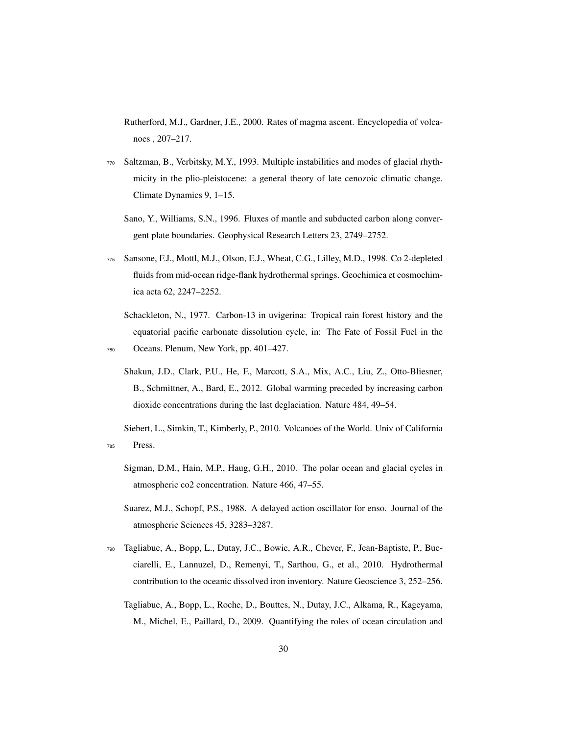Rutherford, M.J., Gardner, J.E., 2000. Rates of magma ascent. Encyclopedia of volcanoes , 207–217.

Saltzman, B., Verbitsky, M.Y., 1993. Multiple instabilities and modes of glacial rhythmicity in the plio-pleistocene: a general theory of late cenozoic climatic change. Climate Dynamics 9, 1–15.

Sano, Y., Williams, S.N., 1996. Fluxes of mantle and subducted carbon along convergent plate boundaries. Geophysical Research Letters 23, 2749–2752.

Sansone, F.J., Mottl, M.J., Olson, E.J., Wheat, C.G., Lilley, M.D., 1998. Co 2-depleted fluids from mid-ocean ridge-flank hydrothermal springs. Geochimica et cosmochimica acta 62, 2247–2252.

Schackleton, N., 1977. Carbon-13 in uvigerina: Tropical rain forest history and the equatorial pacific carbonate dissolution cycle, in: The Fate of Fossil Fuel in the Oceans. Plenum, New York, pp. 401–427.

Shakun, J.D., Clark, P.U., He, F., Marcott, S.A., Mix, A.C., Liu, Z., Otto-Bliesner, B., Schmittner, A., Bard, E., 2012. Global warming preceded by increasing carbon dioxide concentrations during the last deglaciation. Nature 484, 49–54.

Siebert, L., Simkin, T., Kimberly, P., 2010. Volcanoes of the World. Univ of California Press.

Sigman, D.M., Hain, M.P., Haug, G.H., 2010. The polar ocean and glacial cycles in atmospheric co2 concentration. Nature 466, 47–55.

Suarez, M.J., Schopf, P.S., 1988. A delayed action oscillator for enso. Journal of the atmospheric Sciences 45, 3283–3287.

Tagliabue, A., Bopp, L., Dutay, J.C., Bowie, A.R., Chever, F., Jean-Baptiste, P., Bucciarelli, E., Lannuzel, D., Remenyi, T., Sarthou, G., et al., 2010. Hydrothermal contribution to the oceanic dissolved iron inventory. Nature Geoscience 3, 252–256.

Tagliabue, A., Bopp, L., Roche, D., Bouttes, N., Dutay, J.C., Alkama, R., Kageyama, M., Michel, E., Paillard, D., 2009. Quantifying the roles of ocean circulation and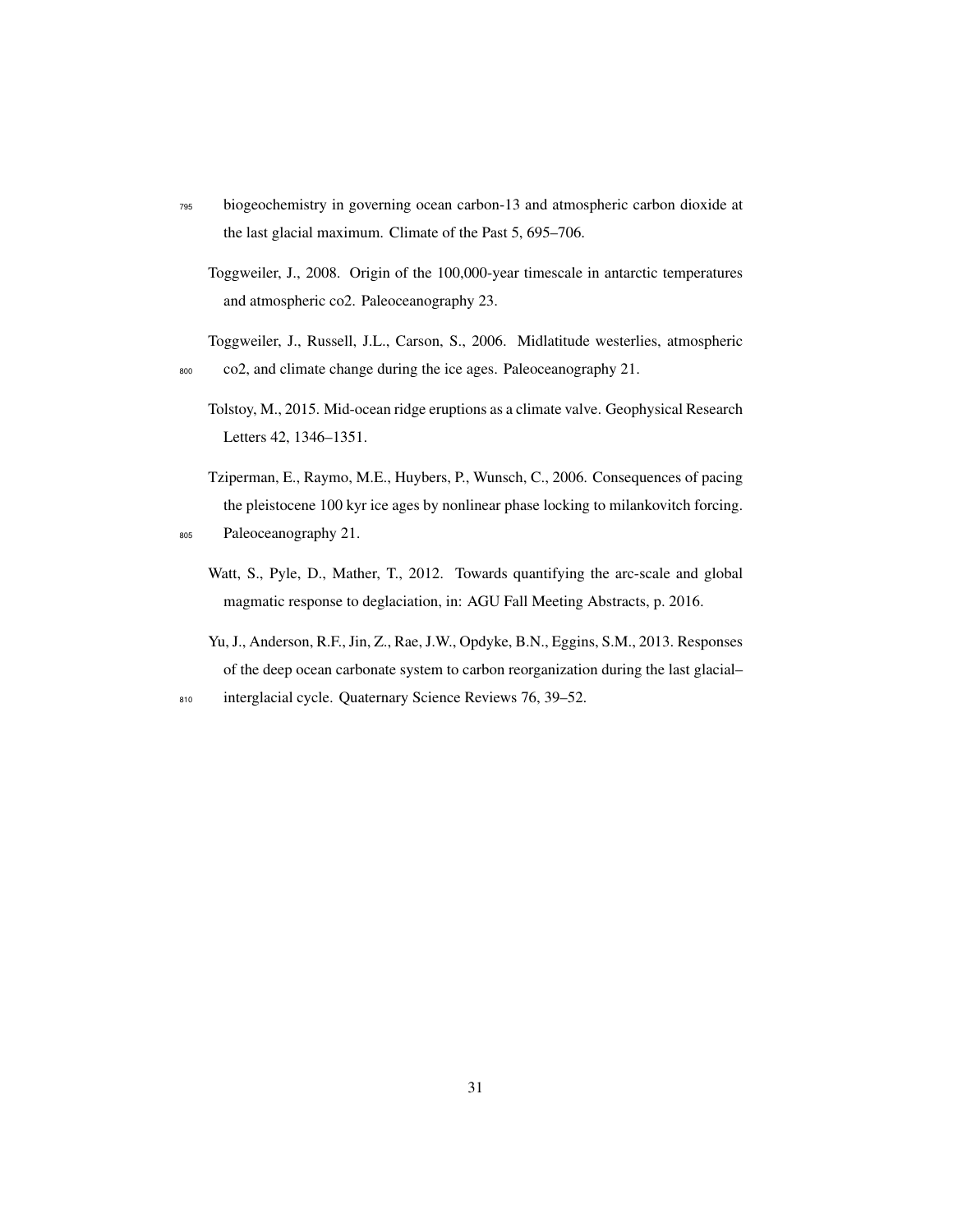biogeochemistry in governing ocean carbon-13 and atmospheric carbon dioxide at the last glacial maximum. Climate of the Past 5, 695–706.

Toggweiler, J., 2008. Origin of the 100,000-year timescale in antarctic temperatures and atmospheric co2. Paleoceanography 23.

Toggweiler, J., Russell, J.L., Carson, S., 2006. Midlatitude westerlies, atmospheric co2, and climate change during the ice ages. Paleoceanography 21.

Tolstoy, M., 2015. Mid-ocean ridge eruptions as a climate valve. Geophysical Research Letters 42, 1346–1351.

Tziperman, E., Raymo, M.E., Huybers, P., Wunsch, C., 2006. Consequences of pacing the pleistocene 100 kyr ice ages by nonlinear phase locking to milankovitch forcing. Paleoceanography 21.

Watt, S., Pyle, D., Mather, T., 2012. Towards quantifying the arc-scale and global magmatic response to deglaciation, in: AGU Fall Meeting Abstracts, p. 2016.

Yu, J., Anderson, R.F., Jin, Z., Rae, J.W., Opdyke, B.N., Eggins, S.M., 2013. Responses of the deep ocean carbonate system to carbon reorganization during the last glacial–interglacial cycle. Quaternary Science Reviews 76, 39–52.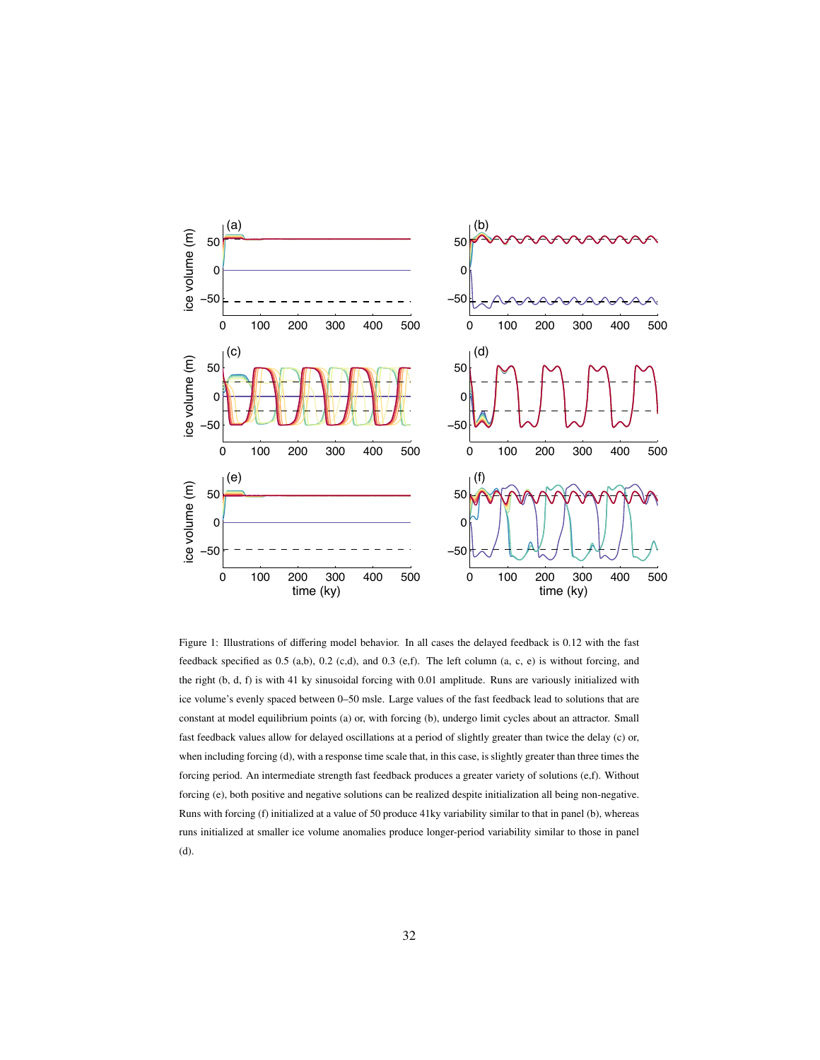Figure 1: Illustrations of differing model behavior. In all cases the delayed feedback is 0.12 with the fast feedback specified as 0.5 (a,b), 0.2 (c,d), and 0.3 (e,f). The left column (a, c, e) is without forcing, and the right (b, d, f) is with 41 ky sinusoidal forcing with 0.01 amplitude. Runs are variously initialized with ice volume's evenly spaced between 0–50 msle. Large values of the fast feedback lead to solutions that are constant at model equilibrium points (a) or, with forcing (b), undergo limit cycles about an attractor. Small fast feedback values allow for delayed oscillations at a period of slightly greater than twice the delay (c) or, when including forcing (d), with a response time scale that, in this case, is slightly greater than three times the forcing period. An intermediate strength fast feedback produces a greater variety of solutions (e,f). Without forcing (e), both positive and negative solutions can be realized despite initialization all being non-negative. Runs with forcing (f) initialized at a value of 50 produce 41ky variability similar to that in panel (b), whereas runs initialized at smaller ice volume anomalies produce longer-period variability similar to those in panel (d).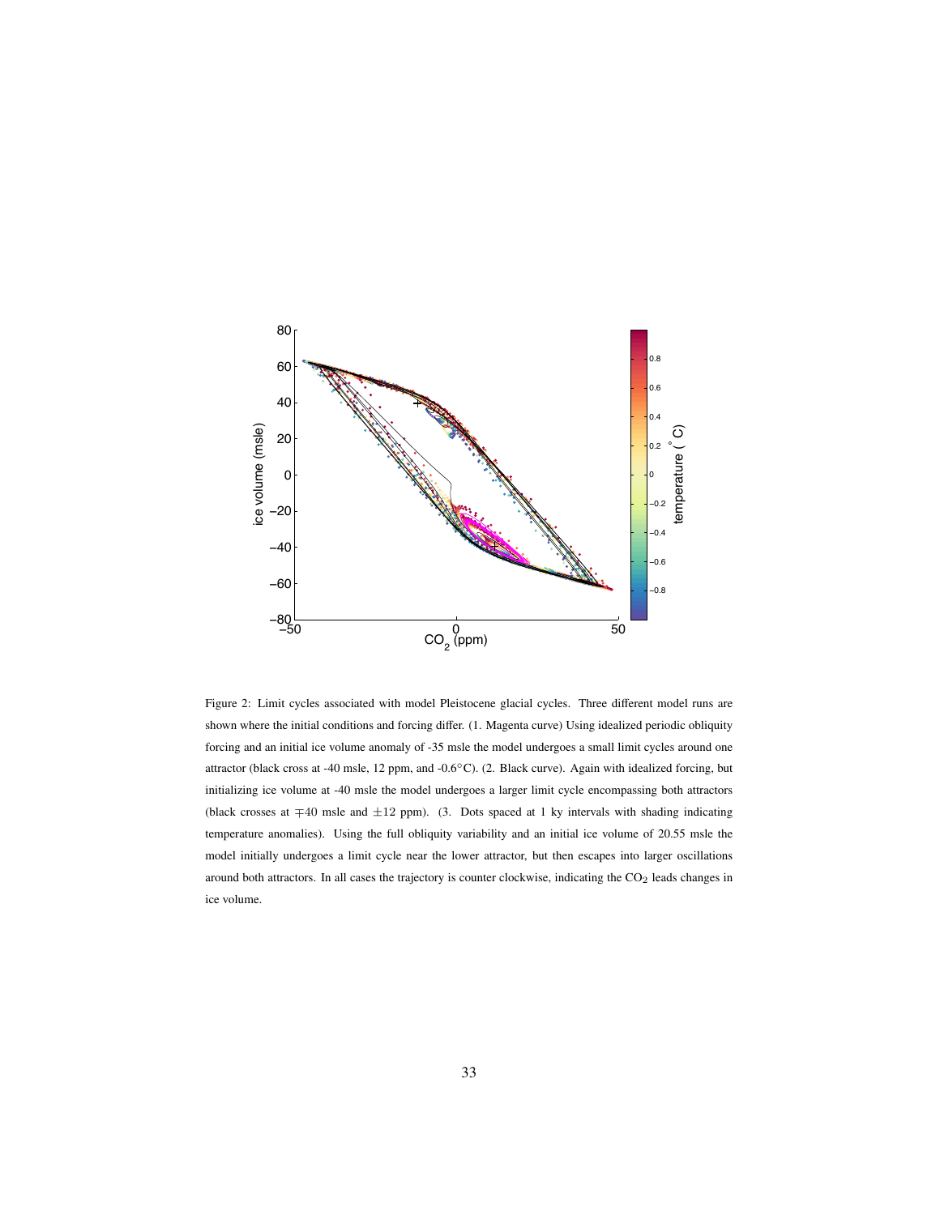Figure 2: Limit cycles associated with model Pleistocene glacial cycles. Three different model runs are shown where the initial conditions and forcing differ. (1. Magenta curve) Using idealized periodic obliquity forcing and an initial ice volume anomaly of -35 msle the model undergoes a small limit cycles around one attractor (black cross at -40 msle, 12 ppm, and -0.6°C). (2. Black curve). Again with idealized forcing, but initializing ice volume at -40 msle the model undergoes a larger limit cycle encompassing both attractors (black crosses at $\mp$40 msle and $\pm$12 ppm). (3. Dots spaced at 1 ky intervals with shading indicating temperature anomalies). Using the full obliquity variability and an initial ice volume of 20.55 msle the model initially undergoes a limit cycle near the lower attractor, but then escapes into larger oscillations around both attractors. In all cases the trajectory is counter clockwise, indicating the $CO_2$ leads changes in ice volume.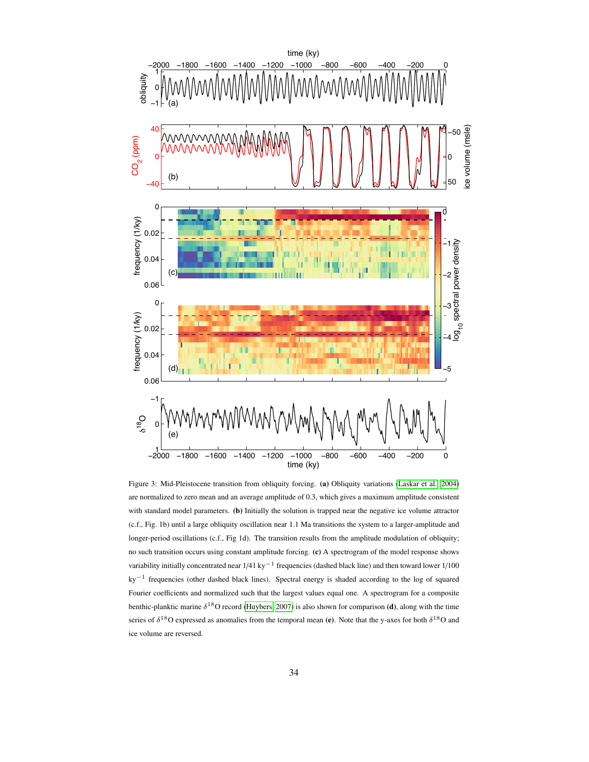Figure 3: Mid-Pleistocene transition from obliquity forcing. **(a)** Obliquity variations (Laskar et al., 2004) are normalized to zero mean and an average amplitude of 0.3, which gives a maximum amplitude consistent with standard model parameters. **(b)** Initially the solution is trapped near the negative ice volume attractor (c.f., Fig. 1b) until a large obliquity oscillation near 1.1 Ma transitions the system to a larger-amplitude and longer-period oscillations (c.f., Fig 1d). The transition results from the amplitude modulation of obliquity; no such transition occurs using constant amplitude forcing. **(c)** A spectrogram of the model response shows variability initially concentrated near 1/41 ky$^{-1}$ frequencies (dashed black line) and then toward lower 1/100 ky$^{-1}$ frequencies (other dashed black lines). Spectral energy is shaded according to the log of squared Fourier coefficients and normalized such that the largest values equal one. A spectrogram for a composite benthic-planktic marine $\delta^{18}$O record (Huybers, 2007) is also shown for comparison **(d)**, along with the time series of $\delta^{18}$O expressed as anomalies from the temporal mean **(e)**. Note that the y-axes for both $\delta^{18}$O and ice volume are reversed.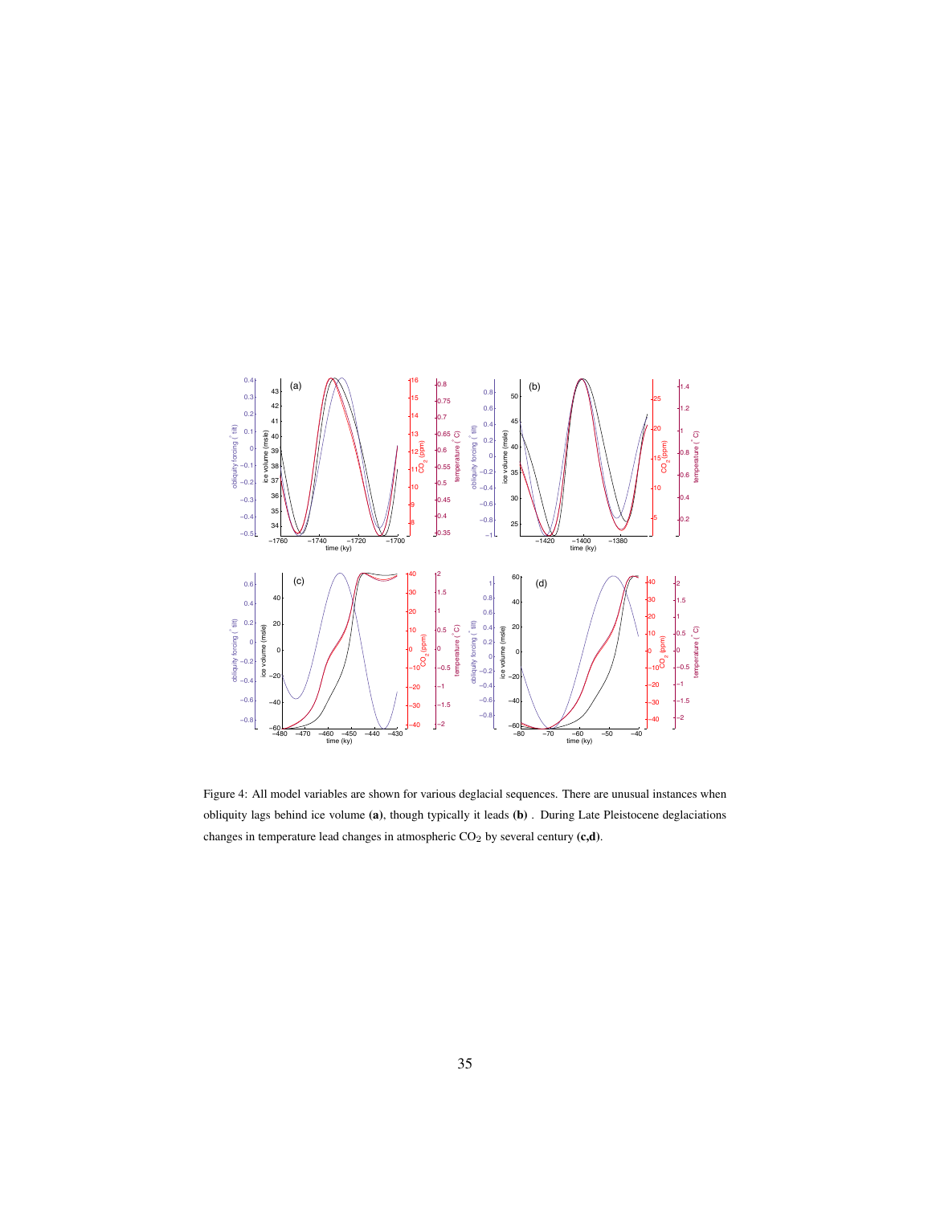Figure 4: All model variables are shown for various deglacial sequences. There are unusual instances when obliquity lags behind ice volume **(a)**, though typically it leads **(b)** . During Late Pleistocene deglaciations changes in temperature lead changes in atmospheric $CO_2$ by several century **(c,d)**.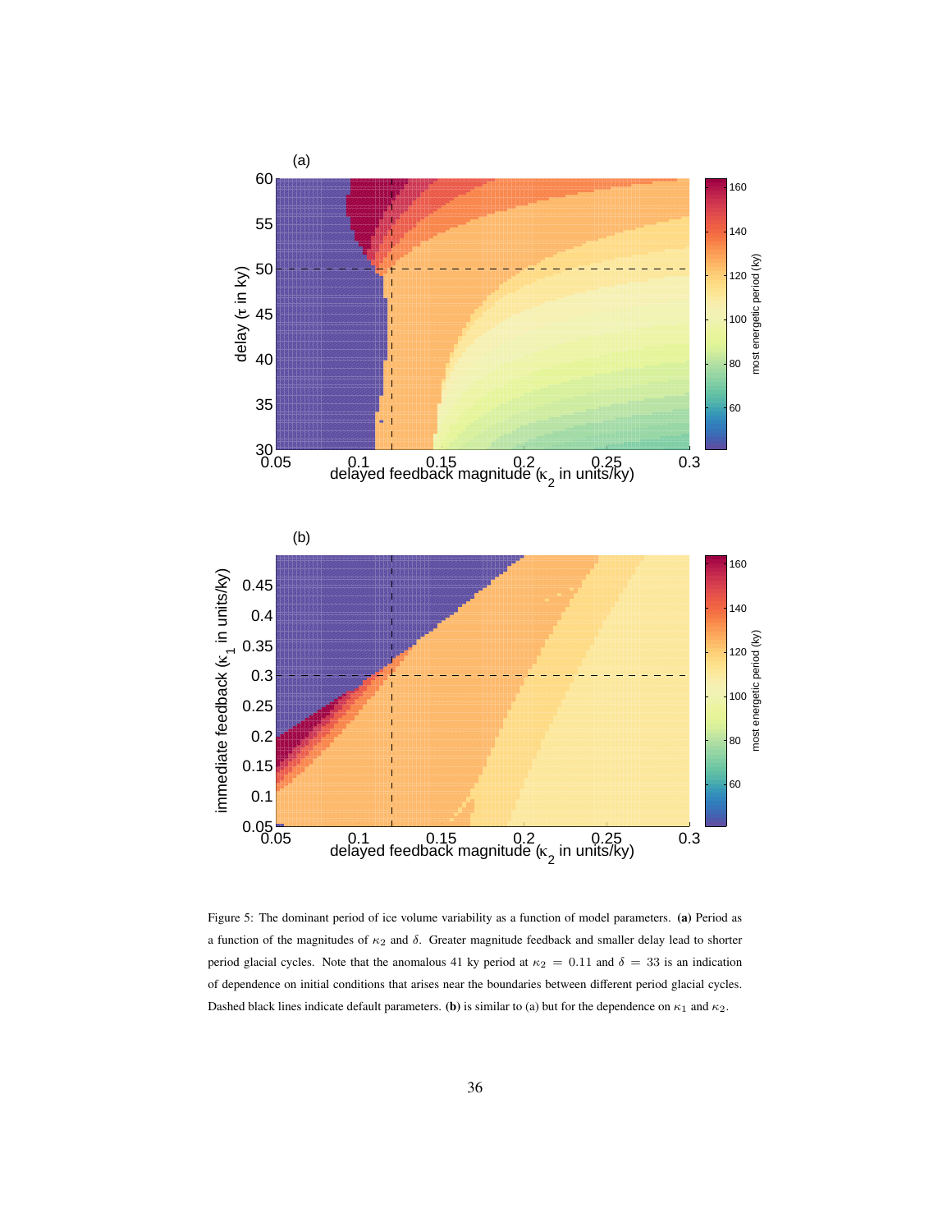(a)

60
55
50
45
40
35
30

delay (τ in ky)

0.05 0.1 0.15 0.2 0.25 0.3

delayed feedback magnitude ($\kappa_2$ in units/ky)

160
140
120
100
80
60

most energetic period (ky)

(b)

0.45
0.4
0.35
0.3
0.25
0.2
0.15
0.1
0.05

immediate feedback ($\kappa_1$ in units/ky)

0.05 0.1 0.15 0.2 0.25 0.3

delayed feedback magnitude ($\kappa_2$ in units/ky)

160
140
120
100
80
60

most energetic period (ky)

Figure 5: The dominant period of ice volume variability as a function of model parameters. **(a)** Period as a function of the magnitudes of $\kappa_2$ and $\delta$. Greater magnitude feedback and smaller delay lead to shorter period glacial cycles. Note that the anomalous 41 ky period at $\kappa_2 = 0.11$ and $\delta = 33$ is an indication of dependence on initial conditions that arises near the boundaries between different period glacial cycles. Dashed black lines indicate default parameters. **(b)** is similar to (a) but for the dependence on $\kappa_1$ and $\kappa_2$.